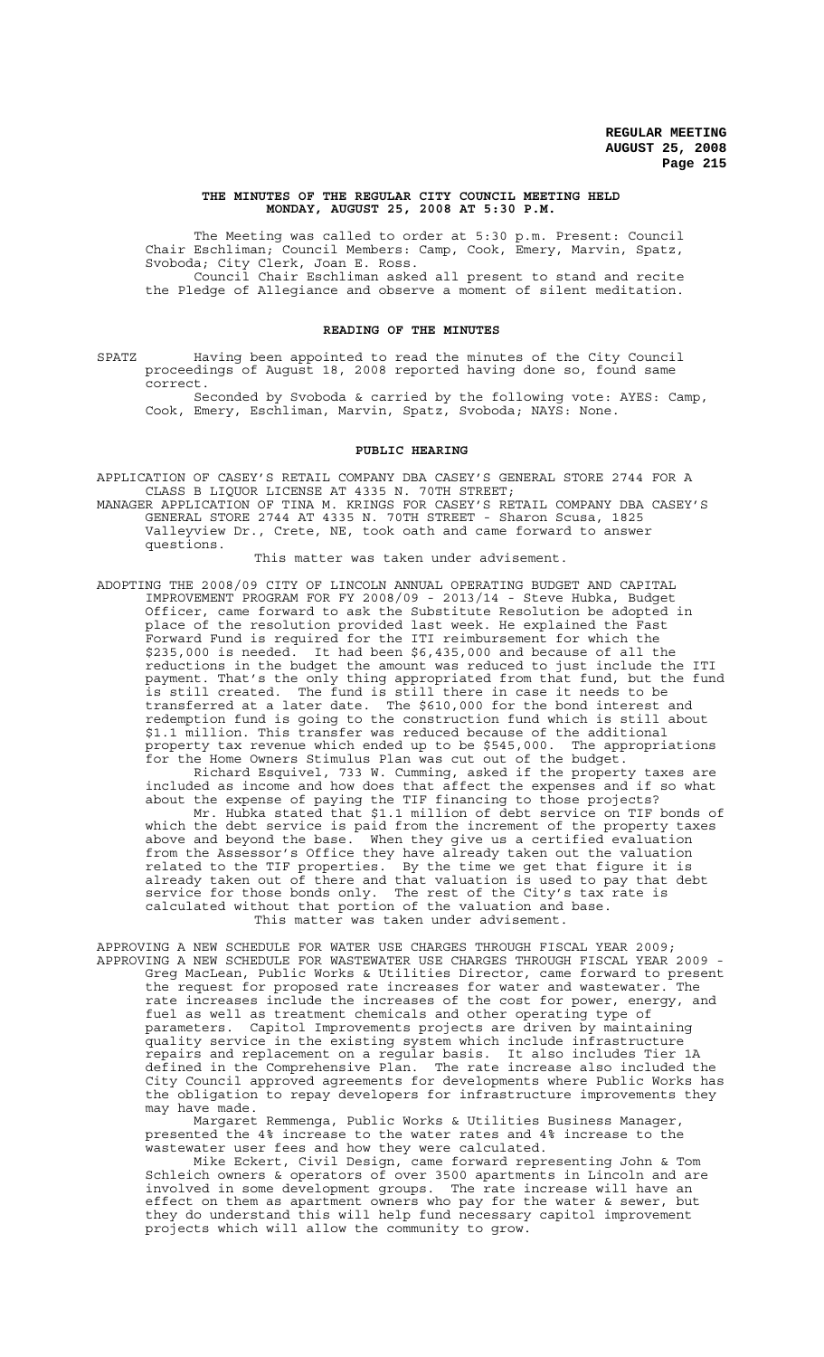# THE MINUTES OF THE REGULAR CITY COUNCIL MEETING HELD MONDAY, AUGUST 25, 2008 AT 5:30 P.M.

The Meeting was called to order at 5:30 p.m. Present: Council Chair Eschliman; Council Members: Camp, Cook, Emery, Marvin, Spatz, Svoboda; City Clerk, Joan E. Ross.

Council Chair Eschliman asked all present to stand and recite the Pledge of Allegiance and observe a moment of silent meditation.

## READING OF THE MINUTES

SPATZ Having been appointed to read the minutes of the City Council proceedings of August 18, 2008 reported having done so, found same correct.

Seconded by Svoboda & carried by the following vote: AYES: Camp, Cook, Emery, Eschliman, Marvin, Spatz, Svoboda; NAYS: None.

## PUBLIC HEARING

APPLICATION OF CASEY'S RETAIL COMPANY DBA CASEY'S GENERAL STORE 2744 FOR A CLASS B LIQUOR LICENSE AT 4335 N. 70TH STREET;

MANAGER APPLICATION OF TINA M. KRINGS FOR CASEY'S RETAIL COMPANY DBA CASEY'S GENERAL STORE 2744 AT 4335 N. 70TH STREET - Sharon Scusa, 1825 Valleyview Dr., Crete, NE, took oath and came forward to answer questions.

This matter was taken under advisement.

ADOPTING THE 2008/09 CITY OF LINCOLN ANNUAL OPERATING BUDGET AND CAPITAL IMPROVEMENT PROGRAM FOR FY 2008/09 - 2013/14 - Steve Hubka, Budget Officer, came forward to ask the Substitute Resolution be adopted in place of the resolution provided last week. He explained the Fast Forward Fund is required for the ITI reimbursement for which the $235,000 is needed. It had been $6,435,000 and because of all the reductions in the budget the amount was reduced to just include the ITI payment. That's the only thing appropriated from that fund, but the fund is still created. The fund is still there in case it needs to be transferred at a later date. The $610,000 for the bond interest and redemption fund is going to the construction fund which is still about $1.1 million. This transfer was reduced because of the additional property tax revenue which ended up to be $545,000. The appropriations for the Home Owners Stimulus Plan was cut out of the budget.

Richard Esquivel, 733 W. Cumming, asked if the property taxes are included as income and how does that affect the expenses and if so what about the expense of paying the TIF financing to those projects?

Mr. Hubka stated that $1.1 million of debt service on TIF bonds of which the debt service is paid from the increment of the property taxes above and beyond the base. When they give us a certified evaluation from the Assessor's Office they have already taken out the valuation related to the TIF properties. By the time we get that figure it is already taken out of there and that valuation is used to pay that debt service for those bonds only. The rest of the City's tax rate is calculated without that portion of the valuation and base.

This matter was taken under advisement.

APPROVING A NEW SCHEDULE FOR WATER USE CHARGES THROUGH FISCAL YEAR 2009;

APPROVING A NEW SCHEDULE FOR WASTEWATER USE CHARGES THROUGH FISCAL YEAR 2009 - Greg MacLean, Public Works & Utilities Director, came forward to present the request for proposed rate increases for water and wastewater. The rate increases include the increases of the cost for power, energy, and fuel as well as treatment chemicals and other operating type of parameters. Capitol Improvements projects are driven by maintaining quality service in the existing system which include infrastructure repairs and replacement on a regular basis. It also includes Tier 1A defined in the Comprehensive Plan. The rate increase also included the City Council approved agreements for developments where Public Works has the obligation to repay developers for infrastructure improvements they may have made.

Margaret Remmenga, Public Works & Utilities Business Manager, presented the 4% increase to the water rates and 4% increase to the wastewater user fees and how they were calculated.

Mike Eckert, Civil Design, came forward representing John & Tom Schleich owners & operators of over 3500 apartments in Lincoln and are involved in some development groups. The rate increase will have an effect on them as apartment owners who pay for the water & sewer, but they do understand this will help fund necessary capitol improvement projects which will allow the community to grow.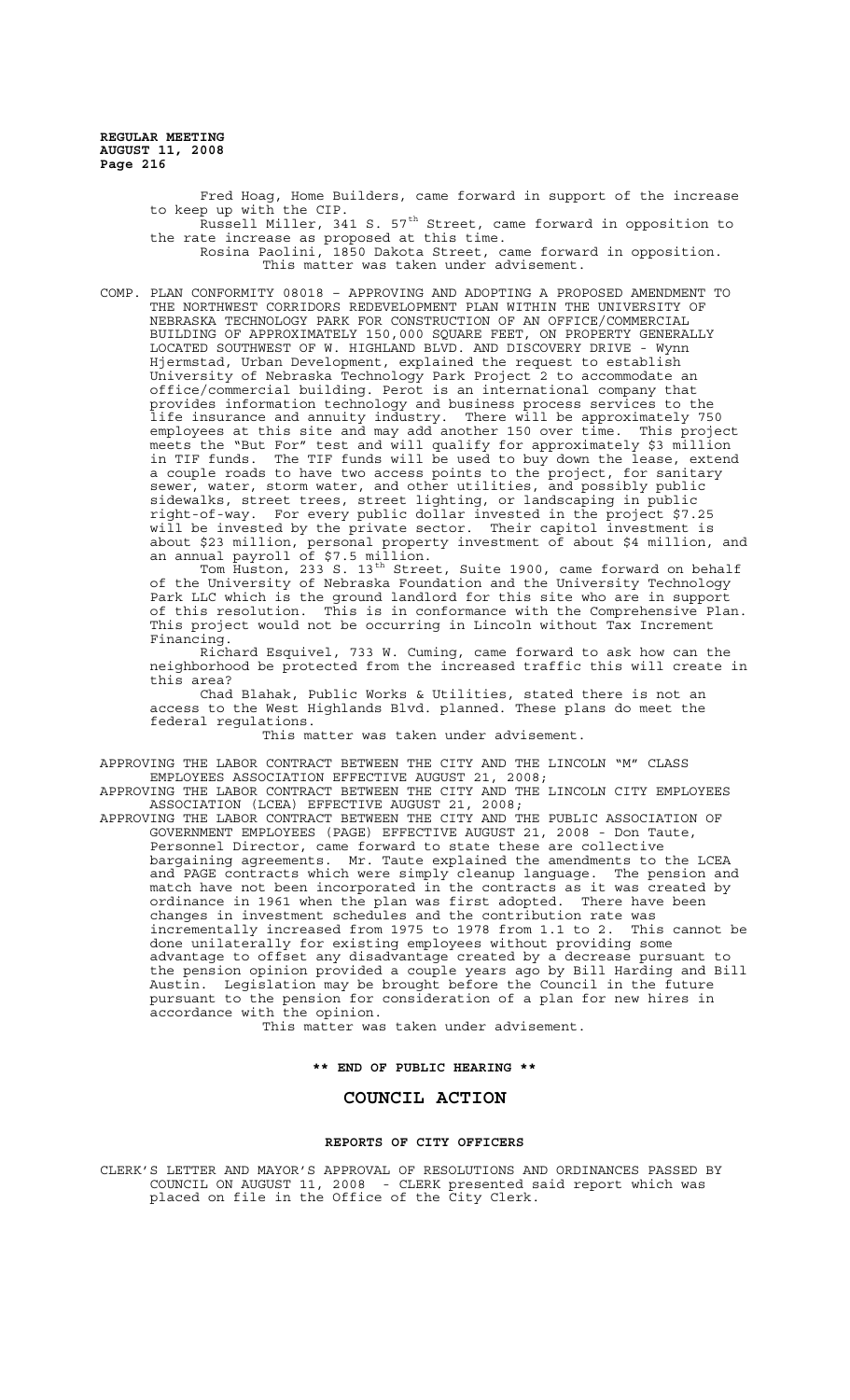Fred Hoag, Home Builders, came forward in support of the increase to keep up with the CIP.

Russell Miller, 341 S. 57th Street, came forward in opposition to the rate increase as proposed at this time.

Rosina Paolini, 1850 Dakota Street, came forward in opposition.

This matter was taken under advisement.

COMP. PLAN CONFORMITY 08018 – APPROVING AND ADOPTING A PROPOSED AMENDMENT TO THE NORTHWEST CORRIDORS REDEVELOPMENT PLAN WITHIN THE UNIVERSITY OF NEBRASKA TECHNOLOGY PARK FOR CONSTRUCTION OF AN OFFICE/COMMERCIAL BUILDING OF APPROXIMATELY 150,000 SQUARE FEET, ON PROPERTY GENERALLY LOCATED SOUTHWEST OF W. HIGHLAND BLVD. AND DISCOVERY DRIVE - Wynn Hjermstad, Urban Development, explained the request to establish University of Nebraska Technology Park Project 2 to accommodate an office/commercial building. Perot is an international company that provides information technology and business process services to the life insurance and annuity industry. There will be approximately 750 employees at this site and may add another 150 over time. This project meets the "But For" test and will qualify for approximately $3 million in TIF funds. The TIF funds will be used to buy down the lease, extend a couple roads to have two access points to the project, for sanitary sewer, water, storm water, and other utilities, and possibly public sidewalks, street trees, street lighting, or landscaping in public right-of-way. For every public dollar invested in the project $7.25 will be invested by the private sector. Their capitol investment is about $23 million, personal property investment of about $4 million, and an annual payroll of $7.5 million.

Tom Huston, 233 S. 13th Street, Suite 1900, came forward on behalf of the University of Nebraska Foundation and the University Technology Park LLC which is the ground landlord for this site who are in support of this resolution. This is in conformance with the Comprehensive Plan. This project would not be occurring in Lincoln without Tax Increment Financing.

Richard Esquivel, 733 W. Cuming, came forward to ask how can the neighborhood be protected from the increased traffic this will create in this area?

Chad Blahak, Public Works & Utilities, stated there is not an access to the West Highlands Blvd. planned. These plans do meet the federal regulations.

This matter was taken under advisement.

APPROVING THE LABOR CONTRACT BETWEEN THE CITY AND THE LINCOLN "M" CLASS EMPLOYEES ASSOCIATION EFFECTIVE AUGUST 21, 2008;

APPROVING THE LABOR CONTRACT BETWEEN THE CITY AND THE LINCOLN CITY EMPLOYEES ASSOCIATION (LCEA) EFFECTIVE AUGUST 21, 2008;

APPROVING THE LABOR CONTRACT BETWEEN THE CITY AND THE PUBLIC ASSOCIATION OF GOVERNMENT EMPLOYEES (PAGE) EFFECTIVE AUGUST 21, 2008 - Don Taute, Personnel Director, came forward to state these are collective bargaining agreements. Mr. Taute explained the amendments to the LCEA and PAGE contracts which were simply cleanup language. The pension and match have not been incorporated in the contracts as it was created by ordinance in 1961 when the plan was first adopted. There have been changes in investment schedules and the contribution rate was incrementally increased from 1975 to 1978 from 1.1 to 2. This cannot be done unilaterally for existing employees without providing some advantage to offset any disadvantage created by a decrease pursuant to the pension opinion provided a couple years ago by Bill Harding and Bill Austin. Legislation may be brought before the Council in the future pursuant to the pension for consideration of a plan for new hires in accordance with the opinion.

This matter was taken under advisement.

**\*\* END OF PUBLIC HEARING \*\***

## COUNCIL ACTION

### REPORTS OF CITY OFFICERS

CLERK'S LETTER AND MAYOR'S APPROVAL OF RESOLUTIONS AND ORDINANCES PASSED BY COUNCIL ON AUGUST 11, 2008 - CLERK presented said report which was placed on file in the Office of the City Clerk.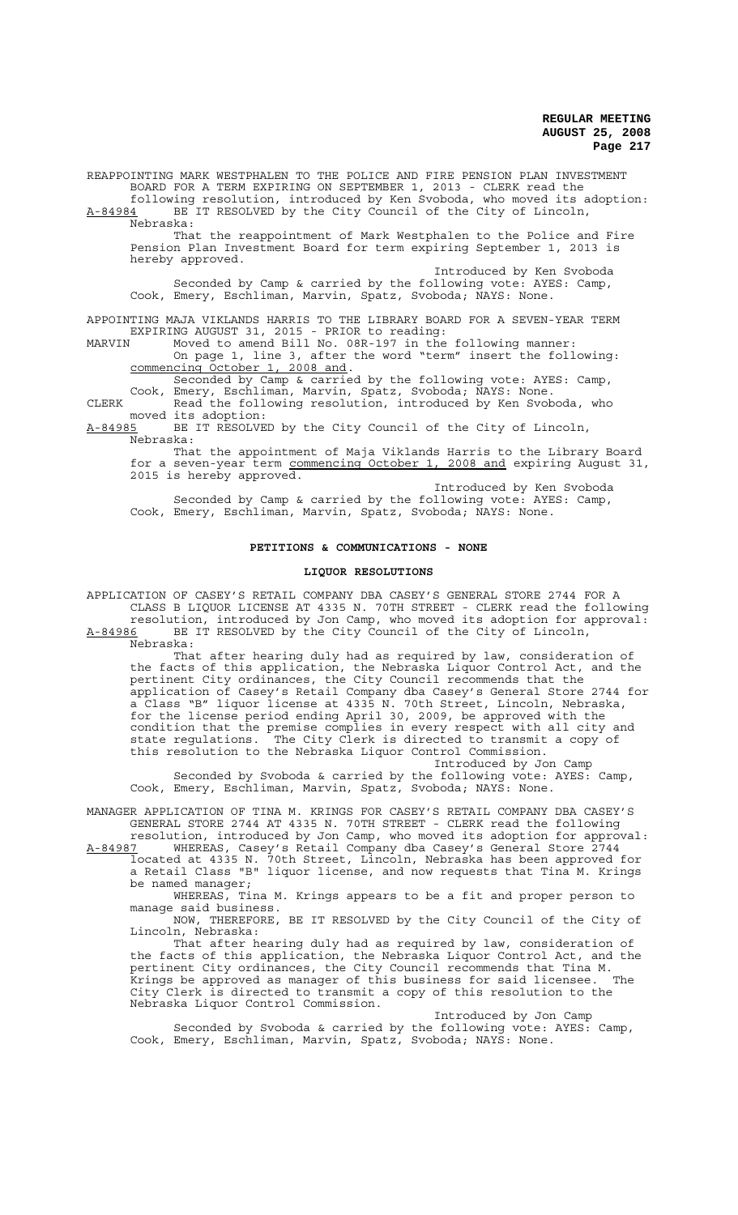REAPPOINTING MARK WESTPHALEN TO THE POLICE AND FIRE PENSION PLAN INVESTMENT BOARD FOR A TERM EXPIRING ON SEPTEMBER 1, 2013 - CLERK read the following resolution, introduced by Ken Svoboda, who moved its adoption:

A-84984 BE IT RESOLVED by the City Council of the City of Lincoln, Nebraska:

That the reappointment of Mark Westphalen to the Police and Fire Pension Plan Investment Board for term expiring September 1, 2013 is hereby approved.

Introduced by Ken Svoboda

Seconded by Camp & carried by the following vote: AYES: Camp, Cook, Emery, Eschliman, Marvin, Spatz, Svoboda; NAYS: None.

APPOINTING MAJA VIKLANDS HARRIS TO THE LIBRARY BOARD FOR A SEVEN-YEAR TERM EXPIRING AUGUST 31, 2015 - PRIOR to reading:

MARVIN Moved to amend Bill No. 08R-197 in the following manner:

On page 1, line 3, after the word "term" insert the following: commencing October 1, 2008 and.

Seconded by Camp & carried by the following vote: AYES: Camp, Cook, Emery, Eschliman, Marvin, Spatz, Svoboda; NAYS: None.

CLERK Read the following resolution, introduced by Ken Svoboda, who moved its adoption:

A-84985 BE IT RESOLVED by the City Council of the City of Lincoln, Nebraska:

That the appointment of Maja Viklands Harris to the Library Board for a seven-year term commencing October 1, 2008 and expiring August 31, 2015 is hereby approved.

Introduced by Ken Svoboda

Seconded by Camp & carried by the following vote: AYES: Camp, Cook, Emery, Eschliman, Marvin, Spatz, Svoboda; NAYS: None.

## PETITIONS & COMMUNICATIONS - NONE

## LIQUOR RESOLUTIONS

APPLICATION OF CASEY'S RETAIL COMPANY DBA CASEY'S GENERAL STORE 2744 FOR A CLASS B LIQUOR LICENSE AT 4335 N. 70TH STREET - CLERK read the following resolution, introduced by Jon Camp, who moved its adoption for approval:

A-84986 BE IT RESOLVED by the City Council of the City of Lincoln, Nebraska:

That after hearing duly had as required by law, consideration of the facts of this application, the Nebraska Liquor Control Act, and the pertinent City ordinances, the City Council recommends that the application of Casey's Retail Company dba Casey's General Store 2744 for a Class "B" liquor license at 4335 N. 70th Street, Lincoln, Nebraska, for the license period ending April 30, 2009, be approved with the condition that the premise complies in every respect with all city and state regulations. The City Clerk is directed to transmit a copy of this resolution to the Nebraska Liquor Control Commission.

Introduced by Jon Camp

Seconded by Svoboda & carried by the following vote: AYES: Camp, Cook, Emery, Eschliman, Marvin, Spatz, Svoboda; NAYS: None.

MANAGER APPLICATION OF TINA M. KRINGS FOR CASEY'S RETAIL COMPANY DBA CASEY'S GENERAL STORE 2744 AT 4335 N. 70TH STREET - CLERK read the following resolution, introduced by Jon Camp, who moved its adoption for approval:

A-84987 WHEREAS, Casey's Retail Company dba Casey's General Store 2744 located at 4335 N. 70th Street, Lincoln, Nebraska has been approved for a Retail Class "B" liquor license, and now requests that Tina M. Krings be named manager;

WHEREAS, Tina M. Krings appears to be a fit and proper person to manage said business.

NOW, THEREFORE, BE IT RESOLVED by the City Council of the City of Lincoln, Nebraska:

That after hearing duly had as required by law, consideration of the facts of this application, the Nebraska Liquor Control Act, and the pertinent City ordinances, the City Council recommends that Tina M. Krings be approved as manager of this business for said licensee. The City Clerk is directed to transmit a copy of this resolution to the Nebraska Liquor Control Commission.

Introduced by Jon Camp

Seconded by Svoboda & carried by the following vote: AYES: Camp, Cook, Emery, Eschliman, Marvin, Spatz, Svoboda; NAYS: None.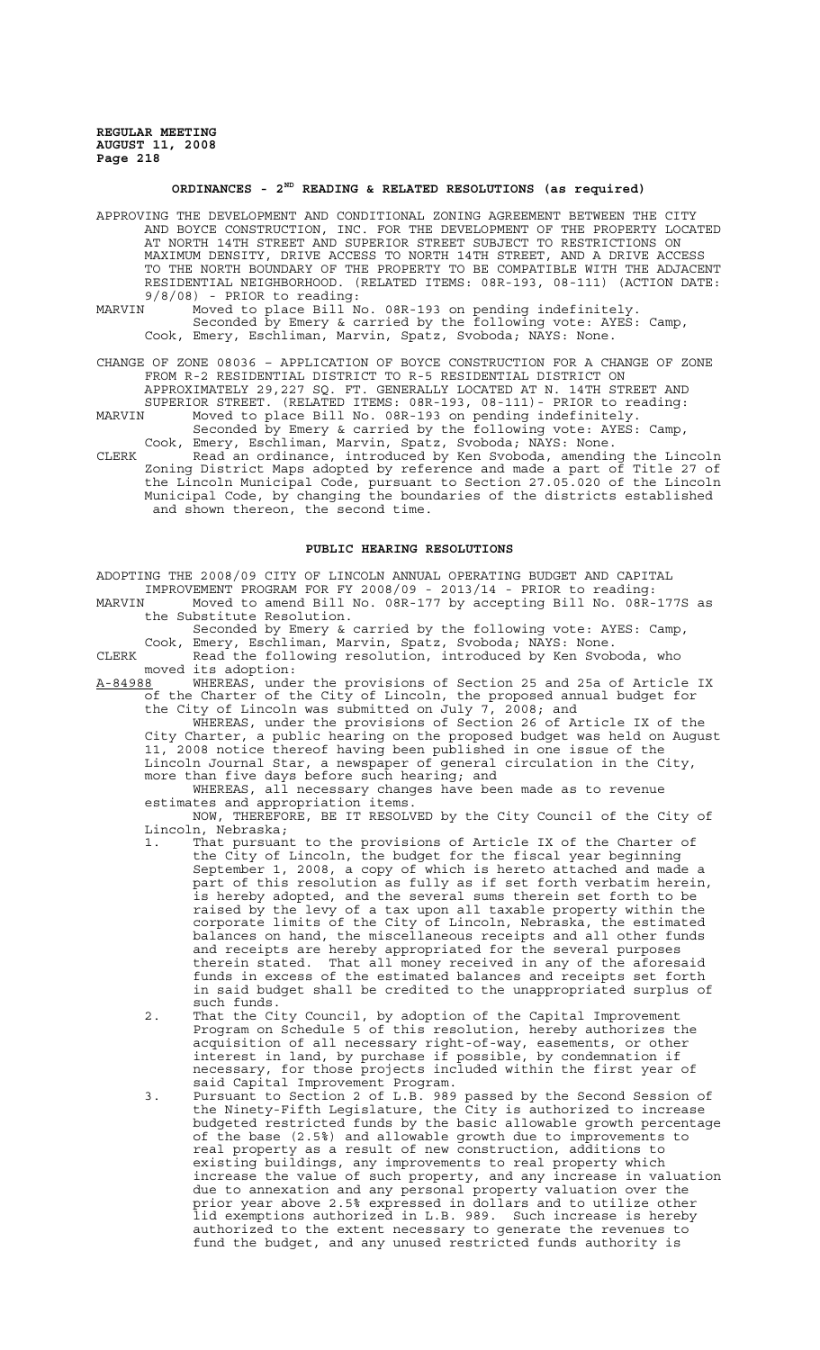## ORDINANCES - $2^{ND}$ READING & RELATED RESOLUTIONS (as required)

APPROVING THE DEVELOPMENT AND CONDITIONAL ZONING AGREEMENT BETWEEN THE CITY AND BOYCE CONSTRUCTION, INC. FOR THE DEVELOPMENT OF THE PROPERTY LOCATED AT NORTH 14TH STREET AND SUPERIOR STREET SUBJECT TO RESTRICTIONS ON MAXIMUM DENSITY, DRIVE ACCESS TO NORTH 14TH STREET, AND A DRIVE ACCESS TO THE NORTH BOUNDARY OF THE PROPERTY TO BE COMPATIBLE WITH THE ADJACENT RESIDENTIAL NEIGHBORHOOD. (RELATED ITEMS: 08R-193, 08-111) (ACTION DATE: 9/8/08) - PRIOR to reading:

MARVIN Moved to place Bill No. 08R-193 on pending indefinitely.
Seconded by Emery & carried by the following vote: AYES: Camp, Cook, Emery, Eschliman, Marvin, Spatz, Svoboda; NAYS: None.

CHANGE OF ZONE 08036 – APPLICATION OF BOYCE CONSTRUCTION FOR A CHANGE OF ZONE FROM R-2 RESIDENTIAL DISTRICT TO R-5 RESIDENTIAL DISTRICT ON APPROXIMATELY 29,227 SQ. FT. GENERALLY LOCATED AT N. 14TH STREET AND SUPERIOR STREET. (RELATED ITEMS: 08R-193, 08-111)- PRIOR to reading:

MARVIN Moved to place Bill No. 08R-193 on pending indefinitely.
Seconded by Emery & carried by the following vote: AYES: Camp, Cook, Emery, Eschliman, Marvin, Spatz, Svoboda; NAYS: None.

CLERK Read an ordinance, introduced by Ken Svoboda, amending the Lincoln Zoning District Maps adopted by reference and made a part of Title 27 of the Lincoln Municipal Code, pursuant to Section 27.05.020 of the Lincoln Municipal Code, by changing the boundaries of the districts established and shown thereon, the second time.

## PUBLIC HEARING RESOLUTIONS

ADOPTING THE 2008/09 CITY OF LINCOLN ANNUAL OPERATING BUDGET AND CAPITAL IMPROVEMENT PROGRAM FOR FY 2008/09 - 2013/14 - PRIOR to reading:

MARVIN Moved to amend Bill No. 08R-177 by accepting Bill No. 08R-177S as the Substitute Resolution.
Seconded by Emery & carried by the following vote: AYES: Camp, Cook, Emery, Eschliman, Marvin, Spatz, Svoboda; NAYS: None.

CLERK Read the following resolution, introduced by Ken Svoboda, who moved its adoption:

A-84988 WHEREAS, under the provisions of Section 25 and 25a of Article IX of the Charter of the City of Lincoln, the proposed annual budget for the City of Lincoln was submitted on July 7, 2008; and

WHEREAS, under the provisions of Section 26 of Article IX of the City Charter, a public hearing on the proposed budget was held on August 11, 2008 notice thereof having been published in one issue of the Lincoln Journal Star, a newspaper of general circulation in the City, more than five days before such hearing; and

WHEREAS, all necessary changes have been made as to revenue estimates and appropriation items.

NOW, THEREFORE, BE IT RESOLVED by the City Council of the City of Lincoln, Nebraska;

1. That pursuant to the provisions of Article IX of the Charter of the City of Lincoln, the budget for the fiscal year beginning September 1, 2008, a copy of which is hereto attached and made a part of this resolution as fully as if set forth verbatim herein, is hereby adopted, and the several sums therein set forth to be raised by the levy of a tax upon all taxable property within the corporate limits of the City of Lincoln, Nebraska, the estimated balances on hand, the miscellaneous receipts and all other funds and receipts are hereby appropriated for the several purposes therein stated. That all money received in any of the aforesaid funds in excess of the estimated balances and receipts set forth in said budget shall be credited to the unappropriated surplus of such funds.
2. That the City Council, by adoption of the Capital Improvement Program on Schedule 5 of this resolution, hereby authorizes the acquisition of all necessary right-of-way, easements, or other interest in land, by purchase if possible, by condemnation if necessary, for those projects included within the first year of said Capital Improvement Program.
3. Pursuant to Section 2 of L.B. 989 passed by the Second Session of the Ninety-Fifth Legislature, the City is authorized to increase budgeted restricted funds by the basic allowable growth percentage of the base (2.5%) and allowable growth due to improvements to real property as a result of new construction, additions to existing buildings, any improvements to real property which increase the value of such property, and any increase in valuation due to annexation and any personal property valuation over the prior year above 2.5% expressed in dollars and to utilize other lid exemptions authorized in L.B. 989. Such increase is hereby authorized to the extent necessary to generate the revenues to fund the budget, and any unused restricted funds authority is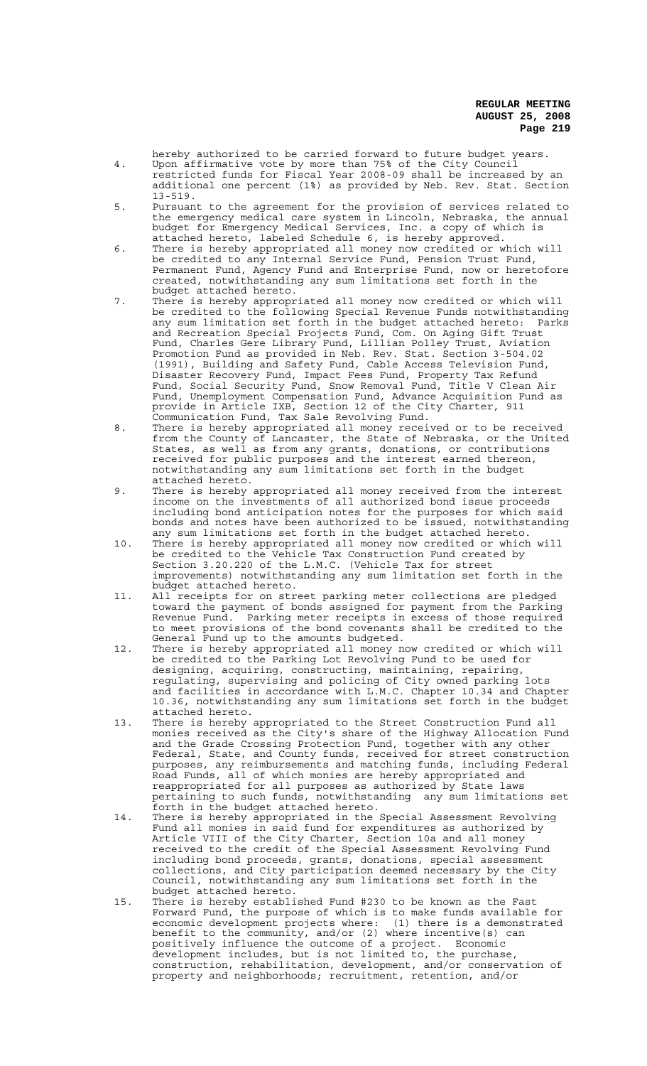hereby authorized to be carried forward to future budget years.

4. Upon affirmative vote by more than 75% of the City Council restricted funds for Fiscal Year 2008-09 shall be increased by an additional one percent (1%) as provided by Neb. Rev. Stat. Section 13-519.
5. Pursuant to the agreement for the provision of services related to the emergency medical care system in Lincoln, Nebraska, the annual budget for Emergency Medical Services, Inc. a copy of which is attached hereto, labeled Schedule 6, is hereby approved.
6. There is hereby appropriated all money now credited or which will be credited to any Internal Service Fund, Pension Trust Fund, Permanent Fund, Agency Fund and Enterprise Fund, now or heretofore created, notwithstanding any sum limitations set forth in the budget attached hereto.
7. There is hereby appropriated all money now credited or which will be credited to the following Special Revenue Funds notwithstanding any sum limitation set forth in the budget attached hereto: Parks and Recreation Special Projects Fund, Com. On Aging Gift Trust Fund, Charles Gere Library Fund, Lillian Polley Trust, Aviation Promotion Fund as provided in Neb. Rev. Stat. Section 3-504.02 (1991), Building and Safety Fund, Cable Access Television Fund, Disaster Recovery Fund, Impact Fees Fund, Property Tax Refund Fund, Social Security Fund, Snow Removal Fund, Title V Clean Air Fund, Unemployment Compensation Fund, Advance Acquisition Fund as provide in Article IXB, Section 12 of the City Charter, 911 Communication Fund, Tax Sale Revolving Fund.
8. There is hereby appropriated all money received or to be received from the County of Lancaster, the State of Nebraska, or the United States, as well as from any grants, donations, or contributions received for public purposes and the interest earned thereon, notwithstanding any sum limitations set forth in the budget attached hereto.
9. There is hereby appropriated all money received from the interest income on the investments of all authorized bond issue proceeds including bond anticipation notes for the purposes for which said bonds and notes have been authorized to be issued, notwithstanding any sum limitations set forth in the budget attached hereto.
10. There is hereby appropriated all money now credited or which will be credited to the Vehicle Tax Construction Fund created by Section 3.20.220 of the L.M.C. (Vehicle Tax for street improvements) notwithstanding any sum limitation set forth in the budget attached hereto.
11. All receipts for on street parking meter collections are pledged toward the payment of bonds assigned for payment from the Parking Revenue Fund. Parking meter receipts in excess of those required to meet provisions of the bond covenants shall be credited to the General Fund up to the amounts budgeted.
12. There is hereby appropriated all money now credited or which will be credited to the Parking Lot Revolving Fund to be used for designing, acquiring, constructing, maintaining, repairing, regulating, supervising and policing of City owned parking lots and facilities in accordance with L.M.C. Chapter 10.34 and Chapter 10.36, notwithstanding any sum limitations set forth in the budget attached hereto.
13. There is hereby appropriated to the Street Construction Fund all monies received as the City's share of the Highway Allocation Fund and the Grade Crossing Protection Fund, together with any other Federal, State, and County funds, received for street construction purposes, any reimbursements and matching funds, including Federal Road Funds, all of which monies are hereby appropriated and reappropriated for all purposes as authorized by State laws pertaining to such funds, notwithstanding any sum limitations set forth in the budget attached hereto.
14. There is hereby appropriated in the Special Assessment Revolving Fund all monies in said fund for expenditures as authorized by Article VIII of the City Charter, Section 10a and all money received to the credit of the Special Assessment Revolving Fund including bond proceeds, grants, donations, special assessment collections, and City participation deemed necessary by the City Council, notwithstanding any sum limitations set forth in the budget attached hereto.
15. There is hereby established Fund #230 to be known as the Fast Forward Fund, the purpose of which is to make funds available for economic development projects where: (1) there is a demonstrated benefit to the community, and/or (2) where incentive(s) can positively influence the outcome of a project. Economic development includes, but is not limited to, the purchase, construction, rehabilitation, development, and/or conservation of property and neighborhoods; recruitment, retention, and/or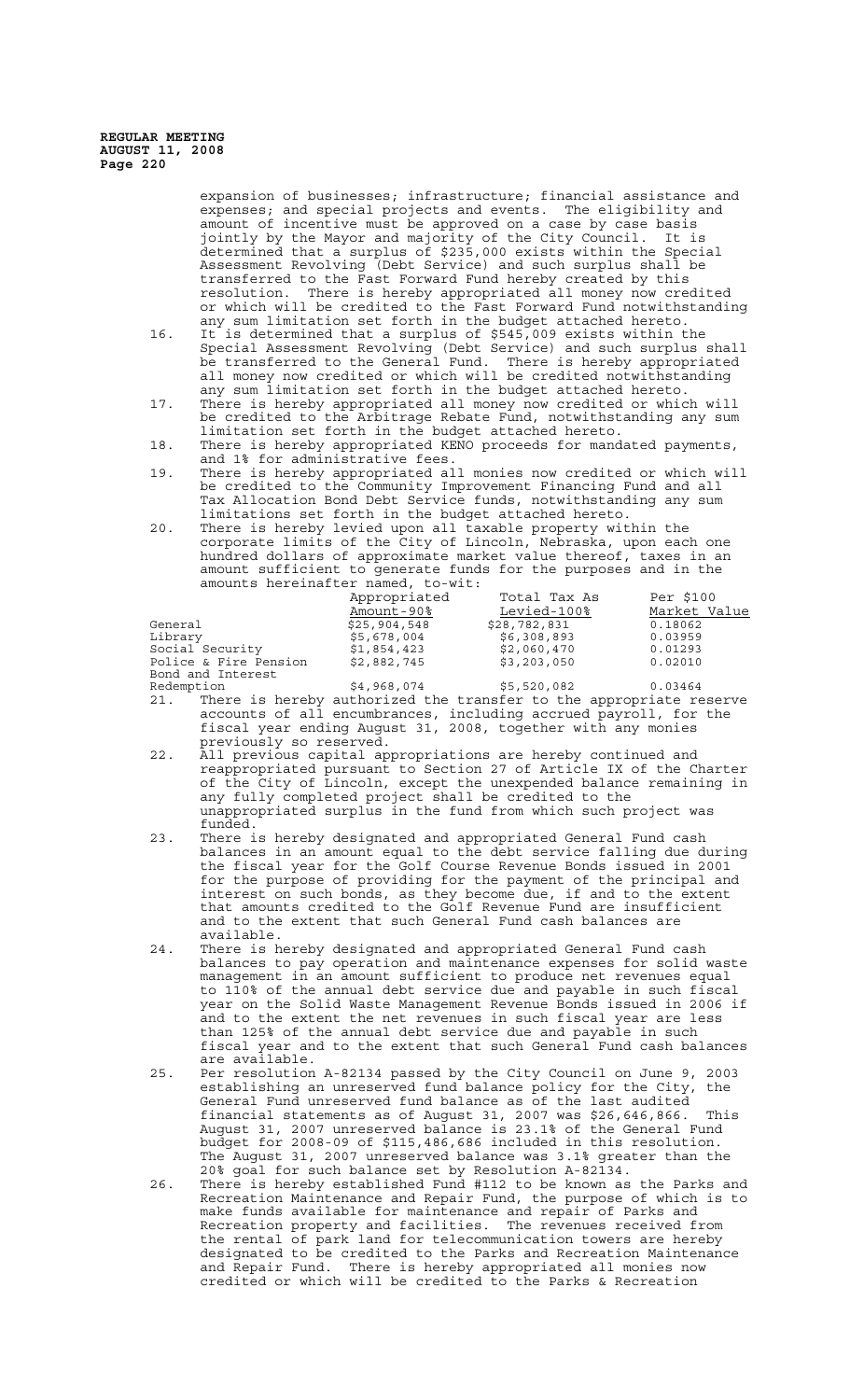expansion of businesses; infrastructure; financial assistance and expenses; and special projects and events. The eligibility and amount of incentive must be approved on a case by case basis jointly by the Mayor and majority of the City Council. It is determined that a surplus of $235,000 exists within the Special Assessment Revolving (Debt Service) and such surplus shall be transferred to the Fast Forward Fund hereby created by this resolution. There is hereby appropriated all money now credited or which will be credited to the Fast Forward Fund notwithstanding any sum limitation set forth in the budget attached hereto.

16. It is determined that a surplus of $545,009 exists within the Special Assessment Revolving (Debt Service) and such surplus shall be transferred to the General Fund. There is hereby appropriated all money now credited or which will be credited notwithstanding any sum limitation set forth in the budget attached hereto.
17. There is hereby appropriated all money now credited or which will be credited to the Arbitrage Rebate Fund, notwithstanding any sum limitation set forth in the budget attached hereto.
18. There is hereby appropriated KENO proceeds for mandated payments, and 1% for administrative fees.
19. There is hereby appropriated all monies now credited or which will be credited to the Community Improvement Financing Fund and all Tax Allocation Bond Debt Service funds, notwithstanding any sum limitations set forth in the budget attached hereto.
20. There is hereby levied upon all taxable property within the corporate limits of the City of Lincoln, Nebraska, upon each one hundred dollars of approximate market value thereof, taxes in an amount sufficient to generate funds for the purposes and in the amounts hereinafter named, to-wit:

| | Appropriated Amount-90% | Total Tax As Levied-100% | Per $100 Market Value |
|---|---|---|---|
| General | $25,904,548 | $28,782,831 | 0.18062 |
| Library | $5,678,004 | $6,308,893 | 0.03959 |
| Social Security | $1,854,423 | $2,060,470 | 0.01293 |
| Police & Fire Pension | $2,882,745 | $3,203,050 | 0.02010 |
| Bond and Interest Redemption | $4,968,074 | $5,520,082 | 0.03464 |

21. There is hereby authorized the transfer to the appropriate reserve accounts of all encumbrances, including accrued payroll, for the fiscal year ending August 31, 2008, together with any monies previously so reserved.
22. All previous capital appropriations are hereby continued and reappropriated pursuant to Section 27 of Article IX of the Charter of the City of Lincoln, except the unexpended balance remaining in any fully completed project shall be credited to the unappropriated surplus in the fund from which such project was funded.
23. There is hereby designated and appropriated General Fund cash balances in an amount equal to the debt service falling due during the fiscal year for the Golf Course Revenue Bonds issued in 2001 for the purpose of providing for the payment of the principal and interest on such bonds, as they become due, if and to the extent that amounts credited to the Golf Revenue Fund are insufficient and to the extent that such General Fund cash balances are available.
24. There is hereby designated and appropriated General Fund cash balances to pay operation and maintenance expenses for solid waste management in an amount sufficient to produce net revenues equal to 110% of the annual debt service due and payable in such fiscal year on the Solid Waste Management Revenue Bonds issued in 2006 if and to the extent the net revenues in such fiscal year are less than 125% of the annual debt service due and payable in such fiscal year and to the extent that such General Fund cash balances are available.
25. Per resolution A-82134 passed by the City Council on June 9, 2003 establishing an unreserved fund balance policy for the City, the General Fund unreserved fund balance as of the last audited financial statements as of August 31, 2007 was $26,646,866. This August 31, 2007 unreserved balance is 23.1% of the General Fund budget for 2008-09 of $115,486,686 included in this resolution. The August 31, 2007 unreserved balance was 3.1% greater than the 20% goal for such balance set by Resolution A-82134.
26. There is hereby established Fund #112 to be known as the Parks and Recreation Maintenance and Repair Fund, the purpose of which is to make funds available for maintenance and repair of Parks and Recreation property and facilities. The revenues received from the rental of park land for telecommunication towers are hereby designated to be credited to the Parks and Recreation Maintenance and Repair Fund. There is hereby appropriated all monies now credited or which will be credited to the Parks & Recreation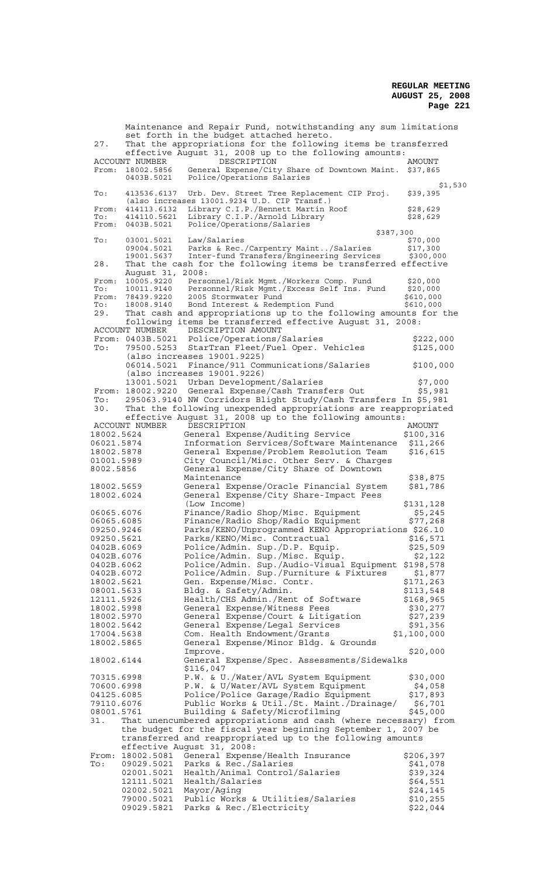Maintenance and Repair Fund, notwithstanding any sum limitations set forth in the budget attached hereto.

27. That the appropriations for the following items be transferred effective August 31, 2008 up to the following amounts:

| | ACCOUNT NUMBER | DESCRIPTION | AMOUNT |
|---|---|---|---|
| From: | 18002.5856 | General Expense/City Share of Downtown Maint. | $37,865 |
| | 0403B.5021 | Police/Operations Salaries | $1,530 |
| To: | 413536.6137 | Urb. Dev. Street Tree Replacement CIP Proj. (also increases 13001.9234 U.D. CIP Transf.) | $39,395 |
| From: | 414113.6132 | Library C.I.P./Bennett Martin Roof | $28,629 |
| To: | 414110.5621 | Library C.I.P./Arnold Library | $28,629 |
| From: | 0403B.5021 | Police/Operations/Salaries | $387,300 |
| To: | 03001.5021 | Law/Salaries | $70,000 |
| | 09004.5021 | Parks & Rec./Carpentry Maint../Salaries | $17,300 |
| | 19001.5637 | Inter-fund Transfers/Engineering Services | $300,000 |

28. That the cash for the following items be transferred effective August 31, 2008:

| | ACCOUNT NUMBER | DESCRIPTION | AMOUNT |
|---|---|---|---|
| From: | 10005.9220 | Personnel/Risk Mgmt./Workers Comp. Fund | $20,000 |
| To: | 10011.9140 | Personnel/Risk Mgmt./Excess Self Ins. Fund | $20,000 |
| From: | 78439.9220 | 2005 Stormwater Fund | $610,000 |
| To: | 18008.9140 | Bond Interest & Redemption Fund | $610,000 |

29. That cash and appropriations up to the following amounts for the following items be transferred effective August 31, 2008:

| | ACCOUNT NUMBER | DESCRIPTION | AMOUNT |
|---|---|---|---|
| From: | 0403B.5021 | Police/Operations/Salaries | $222,000 |
| To: | 79500.5253 | StarTran Fleet/Fuel Oper. Vehicles (also increases 19001.9225) | $125,000 |
| | 06014.5021 | Finance/911 Communications/Salaries (also increases 19001.9226) | $100,000 |
| | 13001.5021 | Urban Development/Salaries | $7,000 |
| From: | 18002.9220 | General Expense/Cash Transfers Out | $5,981 |
| To: | 295063.9140 | NW Corridors Blight Study/Cash Transfers In | $5,981 |

30. That the following unexpended appropriations are reappropriated effective August 31, 2008 up to the following amounts:

| ACCOUNT NUMBER | DESCRIPTION | AMOUNT |
|---|---|---|
| 18002.5624 | General Expense/Auditing Service | $100,316 |
| 06021.5874 | Information Services/Software Maintenance | $11,266 |
| 18002.5878 | General Expense/Problem Resolution Team | $16,615 |
| 01001.5989 | City Council/Misc. Other Serv. & Charges | |
| 8002.5856 | General Expense/City Share of Downtown Maintenance | $38,875 |
| 18002.5659 | General Expense/Oracle Financial System | $81,786 |
| 18002.6024 | General Expense/City Share-Impact Fees (Low Income) | $131,128 |
| 06065.6076 | Finance/Radio Shop/Misc. Equipment | $5,245 |
| 06065.6085 | Finance/Radio Shop/Radio Equipment | $77,268 |
| 09250.9246 | Parks/KENO/Unprogrammed KENO Appropriations | $26.10 |
| 09250.5621 | Parks/KENO/Misc. Contractual | $16,571 |
| 0402B.6069 | Police/Admin. Sup./D.P. Equip. | $25,509 |
| 0402B.6076 | Police/Admin. Sup./Misc. Equip. | $2,122 |
| 0402B.6062 | Police/Admin. Sup./Audio-Visual Equipment | $198,578 |
| 0402B.6072 | Police/Admin. Sup./Furniture & Fixtures | $1,877 |
| 18002.5621 | Gen. Expense/Misc. Contr. | $171,263 |
| 08001.5633 | Bldg. & Safety/Admin. | $113,548 |
| 12111.5926 | Health/CHS Admin./Rent of Software | $168,965 |
| 18002.5998 | General Expense/Witness Fees | $30,277 |
| 18002.5970 | General Expense/Court & Litigation | $27,239 |
| 18002.5642 | General Expense/Legal Services | $91,356 |
| 17004.5638 | Com. Health Endowment/Grants | $1,100,000 |
| 18002.5865 | General Expense/Minor Bldg. & Grounds Improve. | $20,000 |
| 18002.6144 | General Expense/Spec. Assessments/Sidewalks | $116,047 |
| 70315.6998 | P.W. & U./Water/AVL System Equipment | $30,000 |
| 70600.6998 | P.W. & U/Water/AVL System Equipment | $4,058 |
| 04125.6085 | Police/Police Garage/Radio Equipment | $17,893 |
| 79110.6076 | Public Works & Util./St. Maint./Drainage/ | $6,701 |
| 08001.5761 | Building & Safety/Microfilming | $45,000 |

31. That unencumbered appropriations and cash (where necessary) from the budget for the fiscal year beginning September 1, 2007 be transferred and reappropriated up to the following amounts effective August 31, 2008:

| | ACCOUNT NUMBER | DESCRIPTION | AMOUNT |
|---|---|---|---|
| From: | 18002.5081 | General Expense/Health Insurance | $206,397 |
| To: | 09029.5021 | Parks & Rec./Salaries | $41,078 |
| | 02001.5021 | Health/Animal Control/Salaries | $39,324 |
| | 12111.5021 | Health/Salaries | $64,551 |
| | 02002.5021 | Mayor/Aging | $24,145 |
| | 79000.5021 | Public Works & Utilities/Salaries | $10,255 |
| | 09029.5821 | Parks & Rec./Electricity | $22,044 |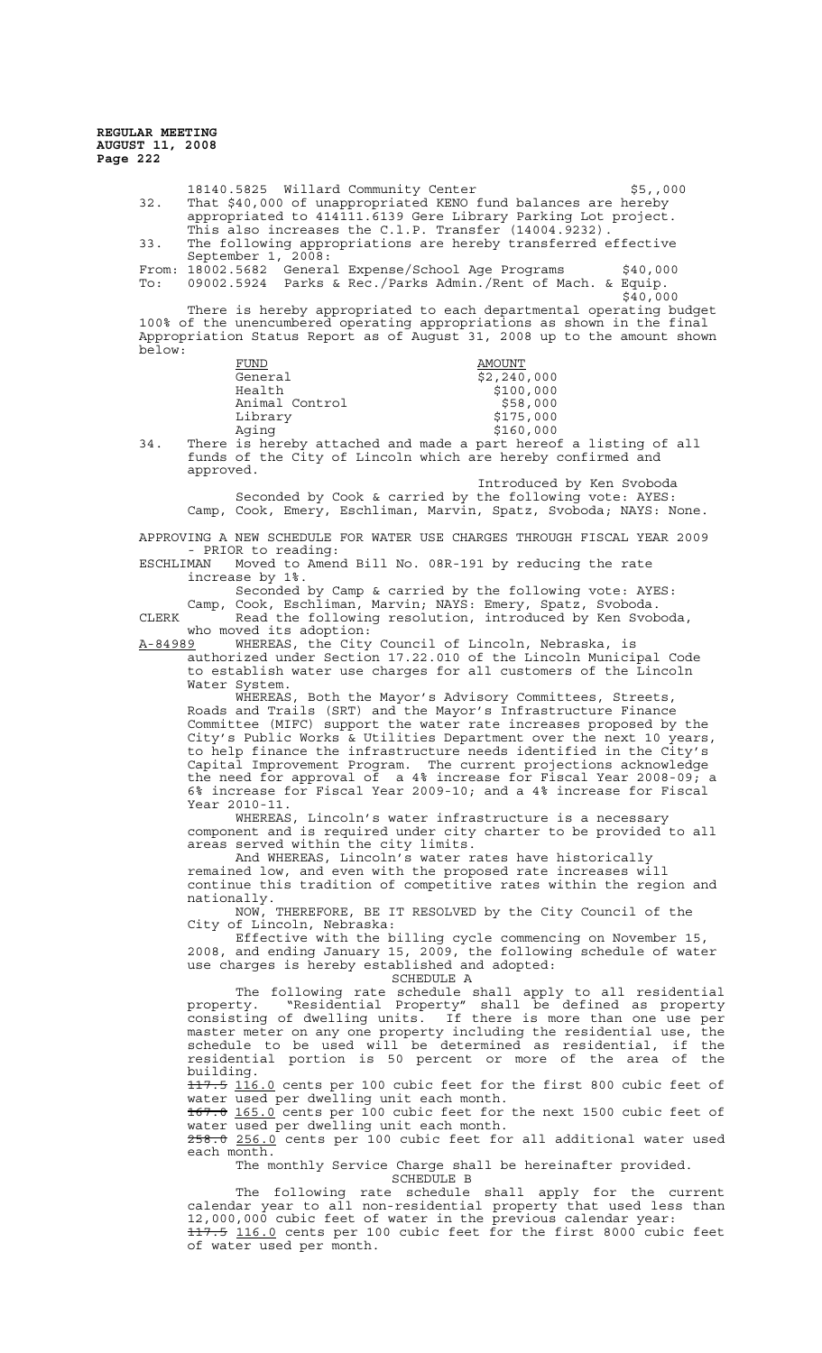18140.5825 Willard Community Center $5,,000

32. That $40,000 of unappropriated KENO fund balances are hereby appropriated to 414111.6139 Gere Library Parking Lot project. This also increases the C.l.P. Transfer (14004.9232).

33. The following appropriations are hereby transferred effective September 1, 2008:

From: 18002.5682 General Expense/School Age Programs $40,000
To: 09002.5924 Parks & Rec./Parks Admin./Rent of Mach. & Equip. $40,000

There is hereby appropriated to each departmental operating budget 100% of the unencumbered operating appropriations as shown in the final Appropriation Status Report as of August 31, 2008 up to the amount shown below:

| FUND | AMOUNT |
|---|---|
| General | $2,240,000 |
| Health | $100,000 |
| Animal Control | $58,000 |
| Library | $175,000 |
| Aging | $160,000 |

34. There is hereby attached and made a part hereof a listing of all funds of the City of Lincoln which are hereby confirmed and approved.

Introduced by Ken Svoboda

Seconded by Cook & carried by the following vote: AYES: Camp, Cook, Emery, Eschliman, Marvin, Spatz, Svoboda; NAYS: None.

APPROVING A NEW SCHEDULE FOR WATER USE CHARGES THROUGH FISCAL YEAR 2009 - PRIOR to reading:

ESCHLIMAN Moved to Amend Bill No. 08R-191 by reducing the rate increase by 1%.

Seconded by Camp & carried by the following vote: AYES: Camp, Cook, Eschliman, Marvin; NAYS: Emery, Spatz, Svoboda.

CLERK Read the following resolution, introduced by Ken Svoboda, who moved its adoption:

A-84989 WHEREAS, the City Council of Lincoln, Nebraska, is authorized under Section 17.22.010 of the Lincoln Municipal Code to establish water use charges for all customers of the Lincoln Water System.

WHEREAS, Both the Mayor's Advisory Committees, Streets, Roads and Trails (SRT) and the Mayor's Infrastructure Finance Committee (MIFC) support the water rate increases proposed by the City's Public Works & Utilities Department over the next 10 years, to help finance the infrastructure needs identified in the City's Capital Improvement Program. The current projections acknowledge the need for approval of a 4% increase for Fiscal Year 2008-09; a 6% increase for Fiscal Year 2009-10; and a 4% increase for Fiscal Year 2010-11.

WHEREAS, Lincoln's water infrastructure is a necessary component and is required under city charter to be provided to all areas served within the city limits.

And WHEREAS, Lincoln's water rates have historically remained low, and even with the proposed rate increases will continue this tradition of competitive rates within the region and nationally.

NOW, THEREFORE, BE IT RESOLVED by the City Council of the City of Lincoln, Nebraska:

Effective with the billing cycle commencing on November 15, 2008, and ending January 15, 2009, the following schedule of water use charges is hereby established and adopted:

SCHEDULE A

The following rate schedule shall apply to all residential property. "Residential Property" shall be defined as property consisting of dwelling units. If there is more than one use per master meter on any one property including the residential use, the schedule to be used will be determined as residential, if the residential portion is 50 percent or more of the area of the building.

~~117.5~~ 116.0 cents per 100 cubic feet for the first 800 cubic feet of water used per dwelling unit each month.

~~167.0~~ 165.0 cents per 100 cubic feet for the next 1500 cubic feet of water used per dwelling unit each month.

~~258.0~~ 256.0 cents per 100 cubic feet for all additional water used each month.

The monthly Service Charge shall be hereinafter provided.

SCHEDULE B

The following rate schedule shall apply for the current calendar year to all non-residential property that used less than 12,000,000 cubic feet of water in the previous calendar year:

~~117.5~~ 116.0 cents per 100 cubic feet for the first 8000 cubic feet of water used per month.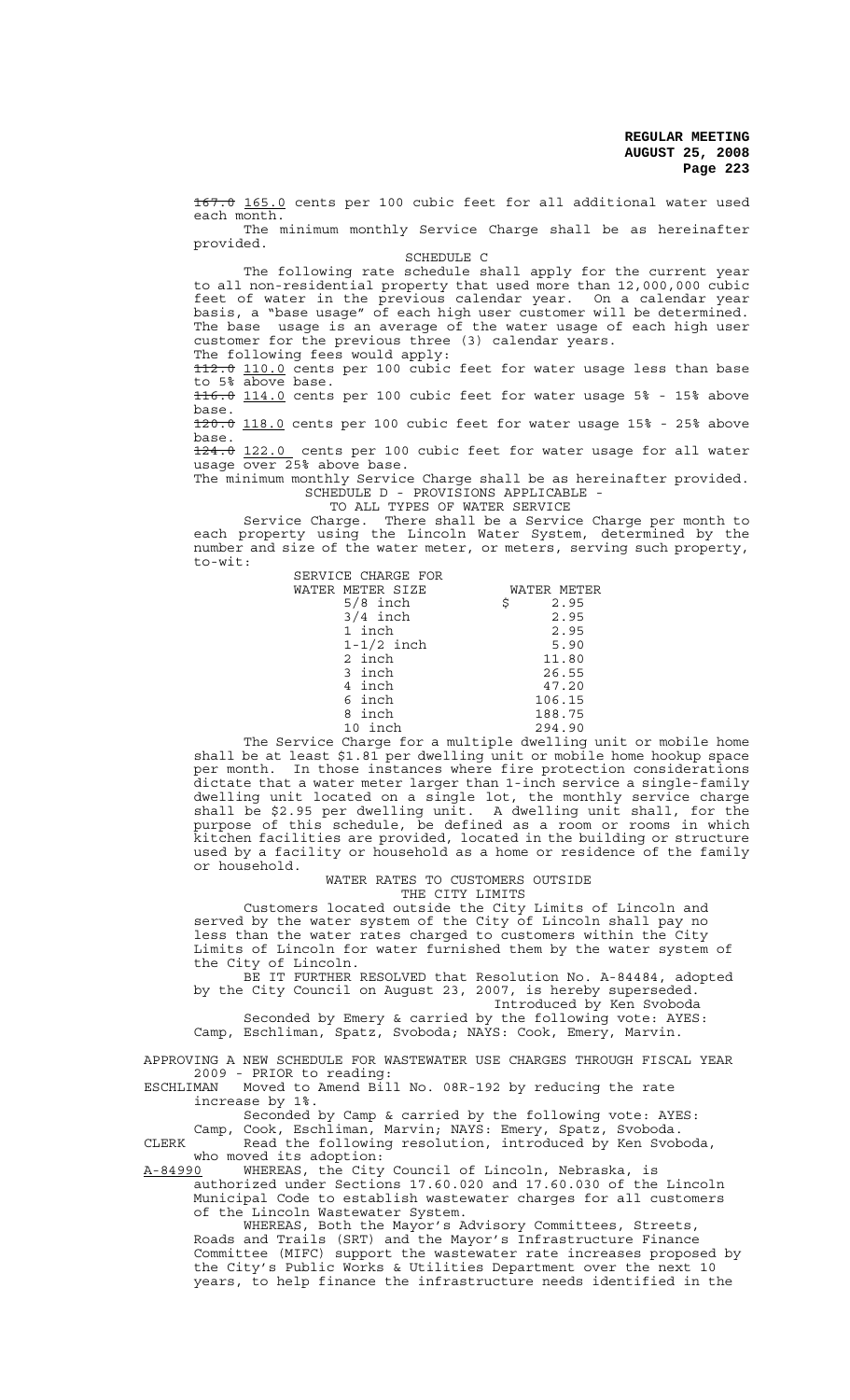~~167.0~~ 165.0 cents per 100 cubic feet for all additional water used each month.

The minimum monthly Service Charge shall be as hereinafter provided.

SCHEDULE C

The following rate schedule shall apply for the current year to all non-residential property that used more than 12,000,000 cubic feet of water in the previous calendar year. On a calendar year basis, a "base usage" of each high user customer will be determined. The base usage is an average of the water usage of each high user customer for the previous three (3) calendar years.

The following fees would apply:

~~112.0~~ 110.0 cents per 100 cubic feet for water usage less than base to 5% above base.

~~116.0~~ 114.0 cents per 100 cubic feet for water usage 5% - 15% above base.

~~120.0~~ 118.0 cents per 100 cubic feet for water usage 15% - 25% above base.

~~124.0~~ 122.0 cents per 100 cubic feet for water usage for all water usage over 25% above base.

The minimum monthly Service Charge shall be as hereinafter provided.

SCHEDULE D - PROVISIONS APPLICABLE - TO ALL TYPES OF WATER SERVICE

Service Charge. There shall be a Service Charge per month to each property using the Lincoln Water System, determined by the number and size of the water meter, or meters, serving such property, to-wit:

| SERVICE CHARGE FOR WATER METER SIZE | WATER METER |
|---|---|
| 5/8 inch | $ 2.95 |
| 3/4 inch | 2.95 |
| 1 inch | 2.95 |
| 1-1/2 inch | 5.90 |
| 2 inch | 11.80 |
| 3 inch | 26.55 |
| 4 inch | 47.20 |
| 6 inch | 106.15 |
| 8 inch | 188.75 |
| 10 inch | 294.90 |

The Service Charge for a multiple dwelling unit or mobile home shall be at least $1.81 per dwelling unit or mobile home hookup space per month. In those instances where fire protection considerations dictate that a water meter larger than 1-inch service a single-family dwelling unit located on a single lot, the monthly service charge shall be $2.95 per dwelling unit. A dwelling unit shall, for the purpose of this schedule, be defined as a room or rooms in which kitchen facilities are provided, located in the building or structure used by a facility or household as a home or residence of the family or household.

WATER RATES TO CUSTOMERS OUTSIDE THE CITY LIMITS

Customers located outside the City Limits of Lincoln and served by the water system of the City of Lincoln shall pay no less than the water rates charged to customers within the City Limits of Lincoln for water furnished them by the water system of the City of Lincoln.

BE IT FURTHER RESOLVED that Resolution No. A-84484, adopted by the City Council on August 23, 2007, is hereby superseded.

Introduced by Ken Svoboda

Seconded by Emery & carried by the following vote: AYES: Camp, Eschliman, Spatz, Svoboda; NAYS: Cook, Emery, Marvin.

APPROVING A NEW SCHEDULE FOR WASTEWATER USE CHARGES THROUGH FISCAL YEAR 2009 - PRIOR to reading:

ESCHLIMAN Moved to Amend Bill No. 08R-192 by reducing the rate increase by 1%.

Seconded by Camp & carried by the following vote: AYES: Camp, Cook, Eschliman, Marvin; NAYS: Emery, Spatz, Svoboda.

CLERK Read the following resolution, introduced by Ken Svoboda, who moved its adoption:

A-84990 WHEREAS, the City Council of Lincoln, Nebraska, is authorized under Sections 17.60.020 and 17.60.030 of the Lincoln Municipal Code to establish wastewater charges for all customers of the Lincoln Wastewater System.

WHEREAS, Both the Mayor's Advisory Committees, Streets, Roads and Trails (SRT) and the Mayor's Infrastructure Finance Committee (MIFC) support the wastewater rate increases proposed by the City's Public Works & Utilities Department over the next 10 years, to help finance the infrastructure needs identified in the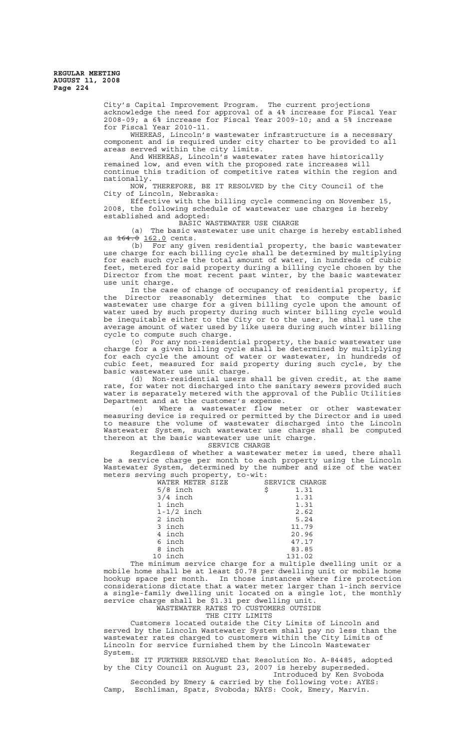City's Capital Improvement Program. The current projections acknowledge the need for approval of a 4% increase for Fiscal Year 2008-09; a 6% increase for Fiscal Year 2009-10; and a 5% increase for Fiscal Year 2010-11.

WHEREAS, Lincoln's wastewater infrastructure is a necessary component and is required under city charter to be provided to all areas served within the city limits.

And WHEREAS, Lincoln's wastewater rates have historically remained low, and even with the proposed rate increases will continue this tradition of competitive rates within the region and nationally.

NOW, THEREFORE, BE IT RESOLVED by the City Council of the City of Lincoln, Nebraska:

Effective with the billing cycle commencing on November 15, 2008, the following schedule of wastewater use charges is hereby established and adopted:

BASIC WASTEWATER USE CHARGE

(a) The basic wastewater use unit charge is hereby established as ~~164.0~~ 162.0 cents.

(b) For any given residential property, the basic wastewater use charge for each billing cycle shall be determined by multiplying for each such cycle the total amount of water, in hundreds of cubic feet, metered for said property during a billing cycle chosen by the Director from the most recent past winter, by the basic wastewater use unit charge.

In the case of change of occupancy of residential property, if the Director reasonably determines that to compute the basic wastewater use charge for a given billing cycle upon the amount of water used by such property during such winter billing cycle would be inequitable either to the City or to the user, he shall use the average amount of water used by like users during such winter billing cycle to compute such charge.

(c) For any non-residential property, the basic wastewater use charge for a given billing cycle shall be determined by multiplying for each cycle the amount of water or wastewater, in hundreds of cubic feet, measured for said property during such cycle, by the basic wastewater use unit charge.

(d) Non-residential users shall be given credit, at the same rate, for water not discharged into the sanitary sewers provided such water is separately metered with the approval of the Public Utilities Department and at the customer's expense.

(e) Where a wastewater flow meter or other wastewater measuring device is required or permitted by the Director and is used to measure the volume of wastewater discharged into the Lincoln Wastewater System, such wastewater use charge shall be computed thereon at the basic wastewater use unit charge.

SERVICE CHARGE

Regardless of whether a wastewater meter is used, there shall be a service charge per month to each property using the Lincoln Wastewater System, determined by the number and size of the water meters serving such property, to-wit:

| WATER METER SIZE | SERVICE CHARGE |
|---|---|
| 5/8 inch | $ 1.31 |
| 3/4 inch | 1.31 |
| 1 inch | 1.31 |
| 1-1/2 inch | 2.62 |
| 2 inch | 5.24 |
| 3 inch | 11.79 |
| 4 inch | 20.96 |
| 6 inch | 47.17 |
| 8 inch | 83.85 |
| 10 inch | 131.02 |

The minimum service charge for a multiple dwelling unit or a mobile home shall be at least $0.78 per dwelling unit or mobile home hookup space per month. In those instances where fire protection considerations dictate that a water meter larger than 1-inch service a single-family dwelling unit located on a single lot, the monthly service charge shall be $1.31 per dwelling unit.

WASTEWATER RATES TO CUSTOMERS OUTSIDE
THE CITY LIMITS

Customers located outside the City Limits of Lincoln and served by the Lincoln Wastewater System shall pay no less than the wastewater rates charged to customers within the City Limits of Lincoln for service furnished them by the Lincoln Wastewater System.

BE IT FURTHER RESOLVED that Resolution No. A-84485, adopted by the City Council on August 23, 2007 is hereby superseded.

Introduced by Ken Svoboda

Seconded by Emery & carried by the following vote: AYES: Camp, Eschliman, Spatz, Svoboda; NAYS: Cook, Emery, Marvin.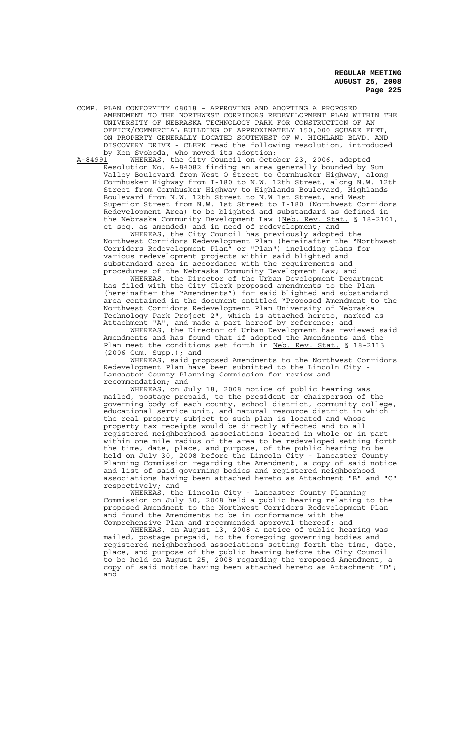COMP. PLAN CONFORMITY 08018 – APPROVING AND ADOPTING A PROPOSED AMENDMENT TO THE NORTHWEST CORRIDORS REDEVELOPMENT PLAN WITHIN THE UNIVERSITY OF NEBRASKA TECHNOLOGY PARK FOR CONSTRUCTION OF AN OFFICE/COMMERCIAL BUILDING OF APPROXIMATELY 150,000 SQUARE FEET, ON PROPERTY GENERALLY LOCATED SOUTHWEST OF W. HIGHLAND BLVD. AND DISCOVERY DRIVE - CLERK read the following resolution, introduced by Ken Svoboda, who moved its adoption:

A-84991 WHEREAS, the City Council on October 23, 2006, adopted Resolution No. A-84082 finding an area generally bounded by Sun Valley Boulevard from West O Street to Cornhusker Highway, along Cornhusker Highway from I-180 to N.W. 12th Street, along N.W. 12th Street from Cornhusker Highway to Highlands Boulevard, Highlands Boulevard from N.W. 12th Street to N.W 1st Street, and West Superior Street from N.W. 1st Street to I-180 (Northwest Corridors Redevelopment Area) to be blighted and substandard as defined in the Nebraska Community Development Law (Neb. Rev. Stat. § 18-2101, et seq. as amended) and in need of redevelopment; and

WHEREAS, the City Council has previously adopted the Northwest Corridors Redevelopment Plan (hereinafter the "Northwest Corridors Redevelopment Plan" or "Plan") including plans for various redevelopment projects within said blighted and substandard area in accordance with the requirements and procedures of the Nebraska Community Development Law; and

WHEREAS, the Director of the Urban Development Department has filed with the City Clerk proposed amendments to the Plan (hereinafter the "Amendments") for said blighted and substandard area contained in the document entitled "Proposed Amendment to the Northwest Corridors Redevelopment Plan University of Nebraska Technology Park Project 2", which is attached hereto, marked as Attachment "A", and made a part hereof by reference; and

WHEREAS, the Director of Urban Development has reviewed said Amendments and has found that if adopted the Amendments and the Plan meet the conditions set forth in Neb. Rev. Stat. § 18-2113 (2006 Cum. Supp.); and

WHEREAS, said proposed Amendments to the Northwest Corridors Redevelopment Plan have been submitted to the Lincoln City - Lancaster County Planning Commission for review and recommendation; and

WHEREAS, on July 18, 2008 notice of public hearing was mailed, postage prepaid, to the president or chairperson of the governing body of each county, school district, community college, educational service unit, and natural resource district in which the real property subject to such plan is located and whose property tax receipts would be directly affected and to all registered neighborhood associations located in whole or in part within one mile radius of the area to be redeveloped setting forth the time, date, place, and purpose, of the public hearing to be held on July 30, 2008 before the Lincoln City - Lancaster County Planning Commission regarding the Amendment, a copy of said notice and list of said governing bodies and registered neighborhood associations having been attached hereto as Attachment "B" and "C" respectively; and

WHEREAS, the Lincoln City - Lancaster County Planning Commission on July 30, 2008 held a public hearing relating to the proposed Amendment to the Northwest Corridors Redevelopment Plan and found the Amendments to be in conformance with the Comprehensive Plan and recommended approval thereof; and

WHEREAS, on August 13, 2008 a notice of public hearing was mailed, postage prepaid, to the foregoing governing bodies and registered neighborhood associations setting forth the time, date, place, and purpose of the public hearing before the City Council to be held on August 25, 2008 regarding the proposed Amendment, a copy of said notice having been attached hereto as Attachment "D"; and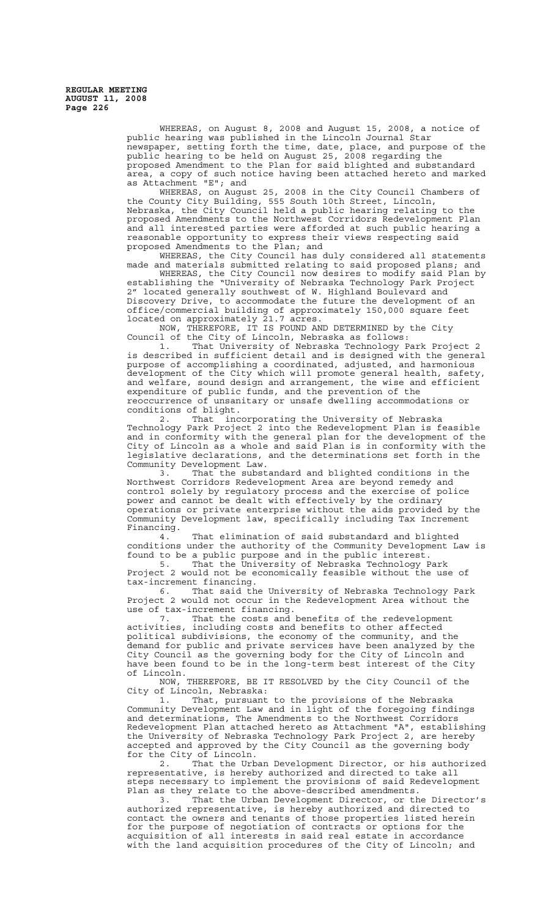WHEREAS, on August 8, 2008 and August 15, 2008, a notice of public hearing was published in the Lincoln Journal Star newspaper, setting forth the time, date, place, and purpose of the public hearing to be held on August 25, 2008 regarding the proposed Amendment to the Plan for said blighted and substandard area, a copy of such notice having been attached hereto and marked as Attachment "E"; and

WHEREAS, on August 25, 2008 in the City Council Chambers of the County City Building, 555 South 10th Street, Lincoln, Nebraska, the City Council held a public hearing relating to the proposed Amendments to the Northwest Corridors Redevelopment Plan and all interested parties were afforded at such public hearing a reasonable opportunity to express their views respecting said proposed Amendments to the Plan; and

WHEREAS, the City Council has duly considered all statements made and materials submitted relating to said proposed plans; and

WHEREAS, the City Council now desires to modify said Plan by establishing the "University of Nebraska Technology Park Project 2" located generally southwest of W. Highland Boulevard and Discovery Drive, to accommodate the future the development of an office/commercial building of approximately 150,000 square feet located on approximately 21.7 acres.

NOW, THEREFORE, IT IS FOUND AND DETERMINED by the City Council of the City of Lincoln, Nebraska as follows:

1. That University of Nebraska Technology Park Project 2 is described in sufficient detail and is designed with the general purpose of accomplishing a coordinated, adjusted, and harmonious development of the City which will promote general health, safety, and welfare, sound design and arrangement, the wise and efficient expenditure of public funds, and the prevention of the reoccurrence of unsanitary or unsafe dwelling accommodations or conditions of blight.

2. That incorporating the University of Nebraska Technology Park Project 2 into the Redevelopment Plan is feasible and in conformity with the general plan for the development of the City of Lincoln as a whole and said Plan is in conformity with the legislative declarations, and the determinations set forth in the Community Development Law.

3. That the substandard and blighted conditions in the Northwest Corridors Redevelopment Area are beyond remedy and control solely by regulatory process and the exercise of police power and cannot be dealt with effectively by the ordinary operations or private enterprise without the aids provided by the Community Development law, specifically including Tax Increment Financing.

4. That elimination of said substandard and blighted conditions under the authority of the Community Development Law is found to be a public purpose and in the public interest.

5. That the University of Nebraska Technology Park Project 2 would not be economically feasible without the use of tax-increment financing.

6. That said the University of Nebraska Technology Park Project 2 would not occur in the Redevelopment Area without the use of tax-increment financing.

7. That the costs and benefits of the redevelopment activities, including costs and benefits to other affected political subdivisions, the economy of the community, and the demand for public and private services have been analyzed by the City Council as the governing body for the City of Lincoln and have been found to be in the long-term best interest of the City of Lincoln.

NOW, THEREFORE, BE IT RESOLVED by the City Council of the City of Lincoln, Nebraska:

1. That, pursuant to the provisions of the Nebraska Community Development Law and in light of the foregoing findings and determinations, The Amendments to the Northwest Corridors Redevelopment Plan attached hereto as Attachment "A", establishing the University of Nebraska Technology Park Project 2, are hereby accepted and approved by the City Council as the governing body for the City of Lincoln.

2. That the Urban Development Director, or his authorized representative, is hereby authorized and directed to take all steps necessary to implement the provisions of said Redevelopment Plan as they relate to the above-described amendments.

3. That the Urban Development Director, or the Director's authorized representative, is hereby authorized and directed to contact the owners and tenants of those properties listed herein for the purpose of negotiation of contracts or options for the acquisition of all interests in said real estate in accordance with the land acquisition procedures of the City of Lincoln; and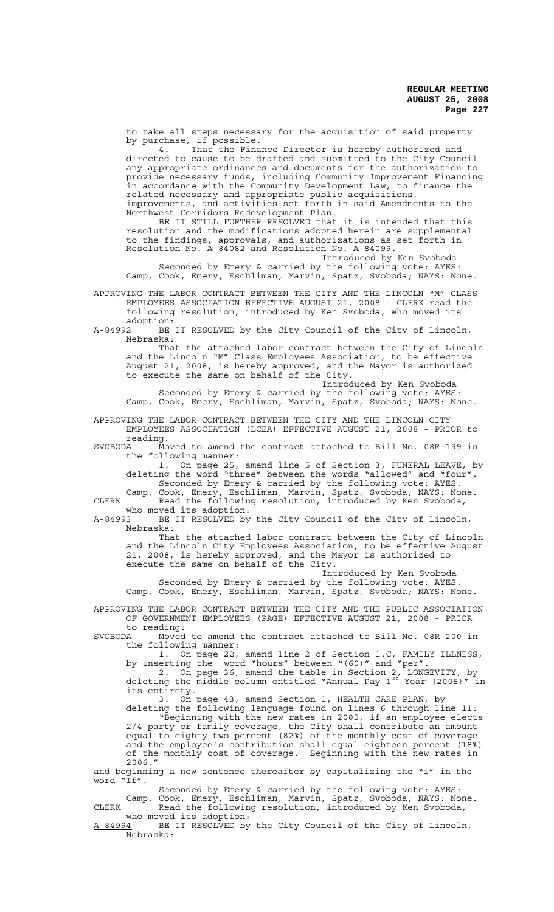to take all steps necessary for the acquisition of said property by purchase, if possible.

4. That the Finance Director is hereby authorized and directed to cause to be drafted and submitted to the City Council any appropriate ordinances and documents for the authorization to provide necessary funds, including Community Improvement Financing in accordance with the Community Development Law, to finance the related necessary and appropriate public acquisitions, improvements, and activities set forth in said Amendments to the Northwest Corridors Redevelopment Plan.

BE IT STILL FURTHER RESOLVED that it is intended that this resolution and the modifications adopted herein are supplemental to the findings, approvals, and authorizations as set forth in Resolution No. A-84082 and Resolution No. A-84099.

Introduced by Ken Svoboda

Seconded by Emery & carried by the following vote: AYES: Camp, Cook, Emery, Eschliman, Marvin, Spatz, Svoboda; NAYS: None.

APPROVING THE LABOR CONTRACT BETWEEN THE CITY AND THE LINCOLN "M" CLASS EMPLOYEES ASSOCIATION EFFECTIVE AUGUST 21, 2008 - CLERK read the following resolution, introduced by Ken Svoboda, who moved its adoption:

A-84992 BE IT RESOLVED by the City Council of the City of Lincoln, Nebraska:

That the attached labor contract between the City of Lincoln and the Lincoln "M" Class Employees Association, to be effective August 21, 2008, is hereby approved, and the Mayor is authorized to execute the same on behalf of the City.

Introduced by Ken Svoboda

Seconded by Emery & carried by the following vote: AYES: Camp, Cook, Emery, Eschliman, Marvin, Spatz, Svoboda; NAYS: None.

APPROVING THE LABOR CONTRACT BETWEEN THE CITY AND THE LINCOLN CITY EMPLOYEES ASSOCIATION (LCEA) EFFECTIVE AUGUST 21, 2008 - PRIOR to reading:

SVOBODA Moved to amend the contract attached to Bill No. 08R-199 in the following manner:

1. On page 25, amend line 5 of Section 3, FUNERAL LEAVE, by deleting the word "three" between the words "allowed" and "four".

Seconded by Emery & carried by the following vote: AYES: Camp, Cook, Emery, Eschliman, Marvin, Spatz, Svoboda; NAYS: None.

CLERK Read the following resolution, introduced by Ken Svoboda, who moved its adoption:

A-84993 BE IT RESOLVED by the City Council of the City of Lincoln, Nebraska:

That the attached labor contract between the City of Lincoln and the Lincoln City Employees Association, to be effective August 21, 2008, is hereby approved, and the Mayor is authorized to execute the same on behalf of the City.

Introduced by Ken Svoboda

Seconded by Emery & carried by the following vote: AYES: Camp, Cook, Emery, Eschliman, Marvin, Spatz, Svoboda; NAYS: None.

APPROVING THE LABOR CONTRACT BETWEEN THE CITY AND THE PUBLIC ASSOCIATION OF GOVERNMENT EMPLOYEES (PAGE) EFFECTIVE AUGUST 21, 2008 - PRIOR to reading:

SVOBODA Moved to amend the contract attached to Bill No. 08R-200 in the following manner:

1. On page 22, amend line 2 of Section 1.C, FAMILY ILLNESS, by inserting the word "hours" between "(60)" and "per".

2. On page 36, amend the table in Section 2, LONGEVITY, by deleting the middle column entitled "Annual Pay 1st Year (2005)" in its entirety.

3. On page 43, amend Section 1, HEALTH CARE PLAN, by deleting the following language found on lines 6 through line 11: "Beginning with the new rates in 2005, if an employee elects 2/4 party or family coverage, the City shall contribute an amount equal to eighty-two percent (82%) of the monthly cost of coverage and the employee's contribution shall equal eighteen percent (18%) of the monthly cost of coverage. Beginning with the new rates in 2006,"

and beginning a new sentence thereafter by capitalizing the "i" in the word "If".

Seconded by Emery & carried by the following vote: AYES: Camp, Cook, Emery, Eschliman, Marvin, Spatz, Svoboda; NAYS: None.

CLERK Read the following resolution, introduced by Ken Svoboda, who moved its adoption:

A-84994 BE IT RESOLVED by the City Council of the City of Lincoln, Nebraska: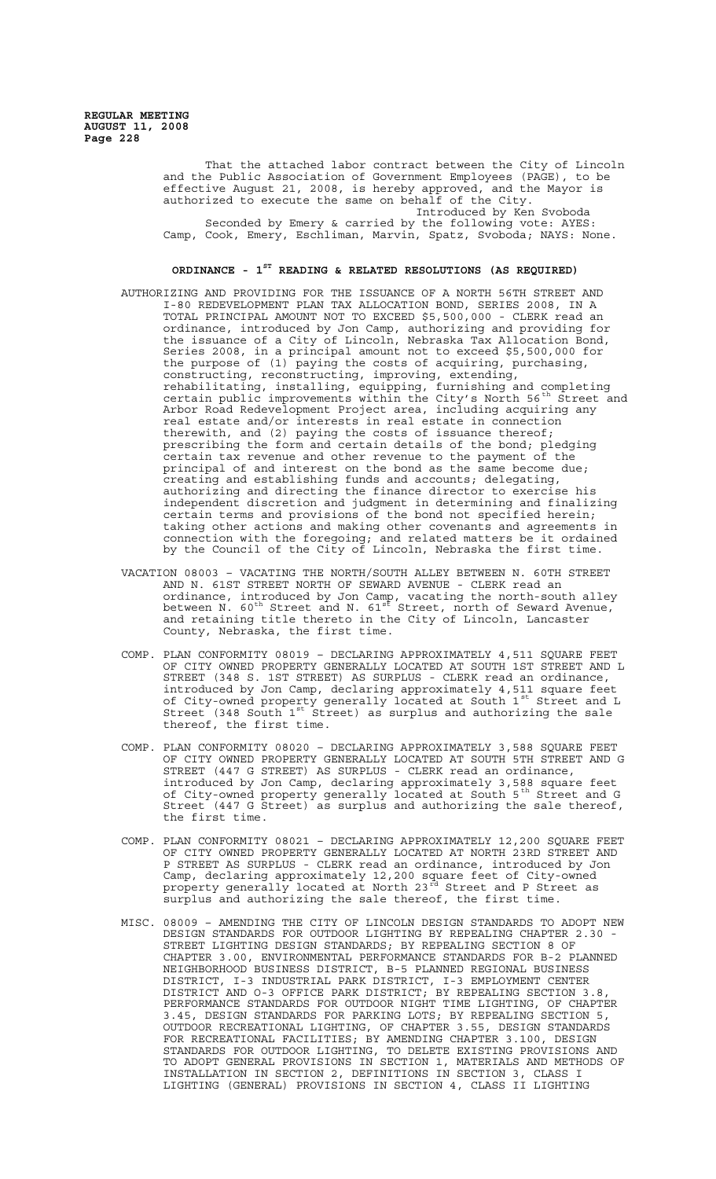That the attached labor contract between the City of Lincoln and the Public Association of Government Employees (PAGE), to be effective August 21, 2008, is hereby approved, and the Mayor is authorized to execute the same on behalf of the City.

Introduced by Ken Svoboda

Seconded by Emery & carried by the following vote: AYES: Camp, Cook, Emery, Eschliman, Marvin, Spatz, Svoboda; NAYS: None.

## ORDINANCE - 1ST READING & RELATED RESOLUTIONS (AS REQUIRED)

AUTHORIZING AND PROVIDING FOR THE ISSUANCE OF A NORTH 56TH STREET AND I-80 REDEVELOPMENT PLAN TAX ALLOCATION BOND, SERIES 2008, IN A TOTAL PRINCIPAL AMOUNT NOT TO EXCEED $5,500,000 - CLERK read an ordinance, introduced by Jon Camp, authorizing and providing for the issuance of a City of Lincoln, Nebraska Tax Allocation Bond, Series 2008, in a principal amount not to exceed $5,500,000 for the purpose of (1) paying the costs of acquiring, purchasing, constructing, reconstructing, improving, extending, rehabilitating, installing, equipping, furnishing and completing certain public improvements within the City's North 56th Street and Arbor Road Redevelopment Project area, including acquiring any real estate and/or interests in real estate in connection therewith, and (2) paying the costs of issuance thereof; prescribing the form and certain details of the bond; pledging certain tax revenue and other revenue to the payment of the principal of and interest on the bond as the same become due; creating and establishing funds and accounts; delegating, authorizing and directing the finance director to exercise his independent discretion and judgment in determining and finalizing certain terms and provisions of the bond not specified herein; taking other actions and making other covenants and agreements in connection with the foregoing; and related matters be it ordained by the Council of the City of Lincoln, Nebraska the first time.

VACATION 08003 – VACATING THE NORTH/SOUTH ALLEY BETWEEN N. 60TH STREET AND N. 61ST STREET NORTH OF SEWARD AVENUE - CLERK read an ordinance, introduced by Jon Camp, vacating the north-south alley between N. 60th Street and N. 61st Street, north of Seward Avenue, and retaining title thereto in the City of Lincoln, Lancaster County, Nebraska, the first time.

COMP. PLAN CONFORMITY 08019 – DECLARING APPROXIMATELY 4,511 SQUARE FEET OF CITY OWNED PROPERTY GENERALLY LOCATED AT SOUTH 1ST STREET AND L STREET (348 S. 1ST STREET) AS SURPLUS - CLERK read an ordinance, introduced by Jon Camp, declaring approximately 4,511 square feet of City-owned property generally located at South 1st Street and L Street (348 South 1st Street) as surplus and authorizing the sale thereof, the first time.

COMP. PLAN CONFORMITY 08020 – DECLARING APPROXIMATELY 3,588 SQUARE FEET OF CITY OWNED PROPERTY GENERALLY LOCATED AT SOUTH 5TH STREET AND G STREET (447 G STREET) AS SURPLUS - CLERK read an ordinance, introduced by Jon Camp, declaring approximately 3,588 square feet of City-owned property generally located at South 5th Street and G Street (447 G Street) as surplus and authorizing the sale thereof, the first time.

COMP. PLAN CONFORMITY 08021 – DECLARING APPROXIMATELY 12,200 SQUARE FEET OF CITY OWNED PROPERTY GENERALLY LOCATED AT NORTH 23RD STREET AND P STREET AS SURPLUS - CLERK read an ordinance, introduced by Jon Camp, declaring approximately 12,200 square feet of City-owned property generally located at North 23rd Street and P Street as surplus and authorizing the sale thereof, the first time.

MISC. 08009 – AMENDING THE CITY OF LINCOLN DESIGN STANDARDS TO ADOPT NEW DESIGN STANDARDS FOR OUTDOOR LIGHTING BY REPEALING CHAPTER 2.30 - STREET LIGHTING DESIGN STANDARDS; BY REPEALING SECTION 8 OF CHAPTER 3.00, ENVIRONMENTAL PERFORMANCE STANDARDS FOR B-2 PLANNED NEIGHBORHOOD BUSINESS DISTRICT, B-5 PLANNED REGIONAL BUSINESS DISTRICT, I-3 INDUSTRIAL PARK DISTRICT, I-3 EMPLOYMENT CENTER DISTRICT AND O-3 OFFICE PARK DISTRICT; BY REPEALING SECTION 3.8, PERFORMANCE STANDARDS FOR OUTDOOR NIGHT TIME LIGHTING, OF CHAPTER 3.45, DESIGN STANDARDS FOR PARKING LOTS; BY REPEALING SECTION 5, OUTDOOR RECREATIONAL LIGHTING, OF CHAPTER 3.55, DESIGN STANDARDS FOR RECREATIONAL FACILITIES; BY AMENDING CHAPTER 3.100, DESIGN STANDARDS FOR OUTDOOR LIGHTING, TO DELETE EXISTING PROVISIONS AND TO ADOPT GENERAL PROVISIONS IN SECTION 1, MATERIALS AND METHODS OF INSTALLATION IN SECTION 2, DEFINITIONS IN SECTION 3, CLASS I LIGHTING (GENERAL) PROVISIONS IN SECTION 4, CLASS II LIGHTING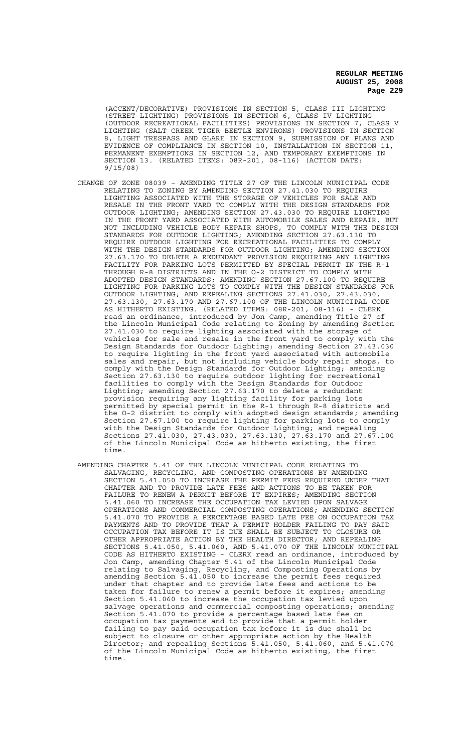(ACCENT/DECORATIVE) PROVISIONS IN SECTION 5, CLASS III LIGHTING (STREET LIGHTING) PROVISIONS IN SECTION 6, CLASS IV LIGHTING (OUTDOOR RECREATIONAL FACILITIES) PROVISIONS IN SECTION 7, CLASS V LIGHTING (SALT CREEK TIGER BEETLE ENVIRONS) PROVISIONS IN SECTION 8, LIGHT TRESPASS AND GLARE IN SECTION 9, SUBMISSION OF PLANS AND EVIDENCE OF COMPLIANCE IN SECTION 10, INSTALLATION IN SECTION 11, PERMANENT EXEMPTIONS IN SECTION 12, AND TEMPORARY EXEMPTIONS IN SECTION 13. (RELATED ITEMS: 08R-201, 08-116) (ACTION DATE: 9/15/08)

CHANGE OF ZONE 08039 - AMENDING TITLE 27 OF THE LINCOLN MUNICIPAL CODE RELATING TO ZONING BY AMENDING SECTION 27.41.030 TO REQUIRE LIGHTING ASSOCIATED WITH THE STORAGE OF VEHICLES FOR SALE AND RESALE IN THE FRONT YARD TO COMPLY WITH THE DESIGN STANDARDS FOR OUTDOOR LIGHTING; AMENDING SECTION 27.43.030 TO REQUIRE LIGHTING IN THE FRONT YARD ASSOCIATED WITH AUTOMOBILE SALES AND REPAIR, BUT NOT INCLUDING VEHICLE BODY REPAIR SHOPS, TO COMPLY WITH THE DESIGN STANDARDS FOR OUTDOOR LIGHTING; AMENDING SECTION 27.63.130 TO REQUIRE OUTDOOR LIGHTING FOR RECREATIONAL FACILITIES TO COMPLY WITH THE DESIGN STANDARDS FOR OUTDOOR LIGHTING; AMENDING SECTION 27.63.170 TO DELETE A REDUNDANT PROVISION REQUIRING ANY LIGHTING FACILITY FOR PARKING LOTS PERMITTED BY SPECIAL PERMIT IN THE R-1 THROUGH R-8 DISTRICTS AND IN THE O-2 DISTRICT TO COMPLY WITH ADOPTED DESIGN STANDARDS; AMENDING SECTION 27.67.100 TO REQUIRE LIGHTING FOR PARKING LOTS TO COMPLY WITH THE DESIGN STANDARDS FOR OUTDOOR LIGHTING; AND REPEALING SECTIONS 27.41.030, 27.43.030, 27.63.130, 27.63.170 AND 27.67.100 OF THE LINCOLN MUNICIPAL CODE AS HITHERTO EXISTING. (RELATED ITEMS: 08R-201, 08-116) - CLERK read an ordinance, introduced by Jon Camp, amending Title 27 of the Lincoln Municipal Code relating to Zoning by amending Section 27.41.030 to require lighting associated with the storage of vehicles for sale and resale in the front yard to comply with the Design Standards for Outdoor Lighting; amending Section 27.43.030 to require lighting in the front yard associated with automobile sales and repair, but not including vehicle body repair shops, to comply with the Design Standards for Outdoor Lighting; amending Section 27.63.130 to require outdoor lighting for recreational facilities to comply with the Design Standards for Outdoor Lighting; amending Section 27.63.170 to delete a redundant provision requiring any lighting facility for parking lots permitted by special permit in the R-1 through R-8 districts and the O-2 district to comply with adopted design standards; amending Section 27.67.100 to require lighting for parking lots to comply with the Design Standards for Outdoor Lighting; and repealing Sections 27.41.030, 27.43.030, 27.63.130, 27.63.170 and 27.67.100 of the Lincoln Municipal Code as hitherto existing, the first time.

AMENDING CHAPTER 5.41 OF THE LINCOLN MUNICIPAL CODE RELATING TO SALVAGING, RECYCLING, AND COMPOSTING OPERATIONS BY AMENDING SECTION 5.41.050 TO INCREASE THE PERMIT FEES REQUIRED UNDER THAT CHAPTER AND TO PROVIDE LATE FEES AND ACTIONS TO BE TAKEN FOR FAILURE TO RENEW A PERMIT BEFORE IT EXPIRES; AMENDING SECTION 5.41.060 TO INCREASE THE OCCUPATION TAX LEVIED UPON SALVAGE OPERATIONS AND COMMERCIAL COMPOSTING OPERATIONS; AMENDING SECTION 5.41.070 TO PROVIDE A PERCENTAGE BASED LATE FEE ON OCCUPATION TAX PAYMENTS AND TO PROVIDE THAT A PERMIT HOLDER FAILING TO PAY SAID OCCUPATION TAX BEFORE IT IS DUE SHALL BE SUBJECT TO CLOSURE OR OTHER APPROPRIATE ACTION BY THE HEALTH DIRECTOR; AND REPEALING SECTIONS 5.41.050, 5.41.060, AND 5.41.070 OF THE LINCOLN MUNICIPAL CODE AS HITHERTO EXISTING - CLERK read an ordinance, introduced by Jon Camp, amending Chapter 5.41 of the Lincoln Municipal Code relating to Salvaging, Recycling, and Composting Operations by amending Section 5.41.050 to increase the permit fees required under that chapter and to provide late fees and actions to be taken for failure to renew a permit before it expires; amending Section 5.41.060 to increase the occupation tax levied upon salvage operations and commercial composting operations; amending Section 5.41.070 to provide a percentage based late fee on occupation tax payments and to provide that a permit holder failing to pay said occupation tax before it is due shall be subject to closure or other appropriate action by the Health Director; and repealing Sections 5.41.050, 5.41.060, and 5.41.070 of the Lincoln Municipal Code as hitherto existing, the first time.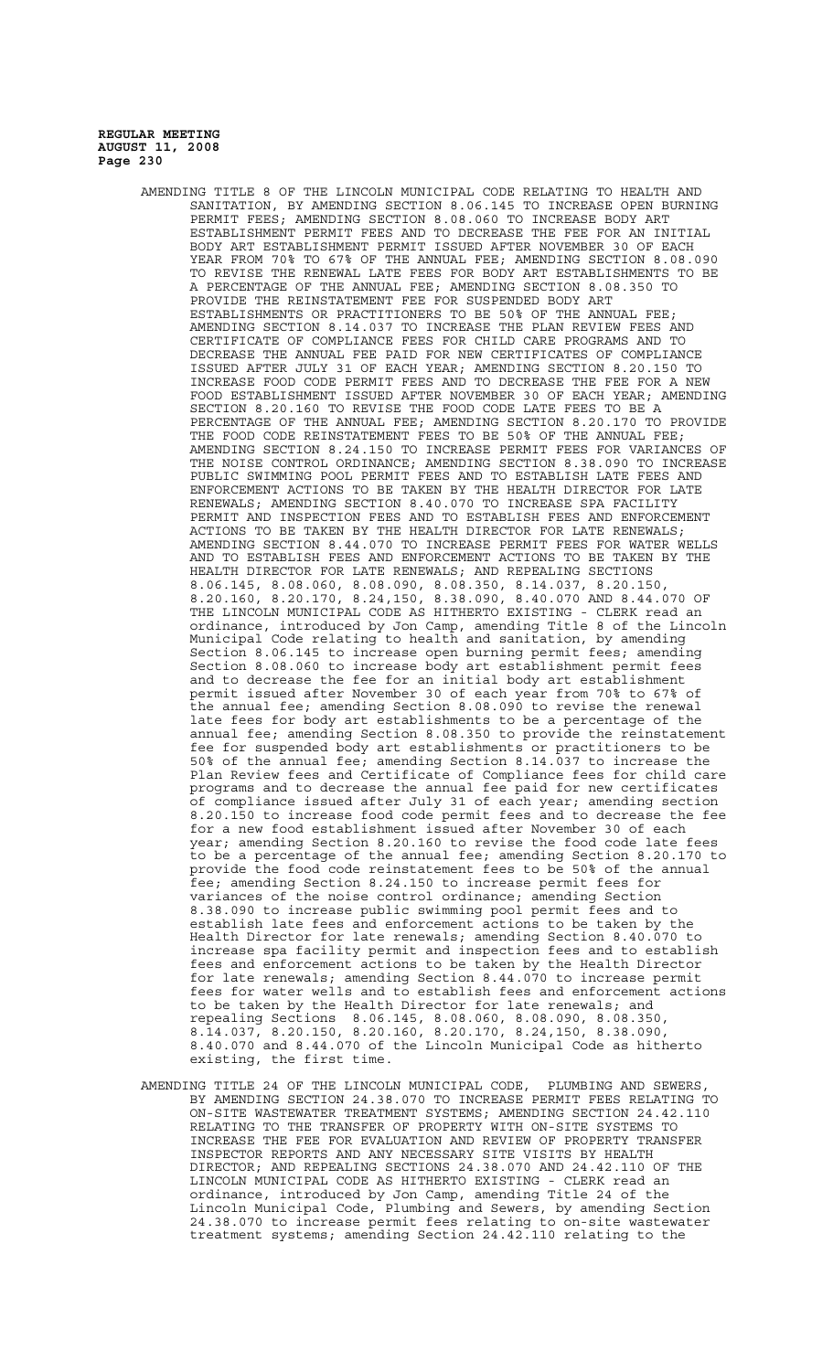AMENDING TITLE 8 OF THE LINCOLN MUNICIPAL CODE RELATING TO HEALTH AND SANITATION, BY AMENDING SECTION 8.06.145 TO INCREASE OPEN BURNING PERMIT FEES; AMENDING SECTION 8.08.060 TO INCREASE BODY ART ESTABLISHMENT PERMIT FEES AND TO DECREASE THE FEE FOR AN INITIAL BODY ART ESTABLISHMENT PERMIT ISSUED AFTER NOVEMBER 30 OF EACH YEAR FROM 70% TO 67% OF THE ANNUAL FEE; AMENDING SECTION 8.08.090 TO REVISE THE RENEWAL LATE FEES FOR BODY ART ESTABLISHMENTS TO BE A PERCENTAGE OF THE ANNUAL FEE; AMENDING SECTION 8.08.350 TO PROVIDE THE REINSTATEMENT FEE FOR SUSPENDED BODY ART ESTABLISHMENTS OR PRACTITIONERS TO BE 50% OF THE ANNUAL FEE; AMENDING SECTION 8.14.037 TO INCREASE THE PLAN REVIEW FEES AND CERTIFICATE OF COMPLIANCE FEES FOR CHILD CARE PROGRAMS AND TO DECREASE THE ANNUAL FEE PAID FOR NEW CERTIFICATES OF COMPLIANCE ISSUED AFTER JULY 31 OF EACH YEAR; AMENDING SECTION 8.20.150 TO INCREASE FOOD CODE PERMIT FEES AND TO DECREASE THE FEE FOR A NEW FOOD ESTABLISHMENT ISSUED AFTER NOVEMBER 30 OF EACH YEAR; AMENDING SECTION 8.20.160 TO REVISE THE FOOD CODE LATE FEES TO BE A PERCENTAGE OF THE ANNUAL FEE; AMENDING SECTION 8.20.170 TO PROVIDE THE FOOD CODE REINSTATEMENT FEES TO BE 50% OF THE ANNUAL FEE; AMENDING SECTION 8.24.150 TO INCREASE PERMIT FEES FOR VARIANCES OF THE NOISE CONTROL ORDINANCE; AMENDING SECTION 8.38.090 TO INCREASE PUBLIC SWIMMING POOL PERMIT FEES AND TO ESTABLISH LATE FEES AND ENFORCEMENT ACTIONS TO BE TAKEN BY THE HEALTH DIRECTOR FOR LATE RENEWALS; AMENDING SECTION 8.40.070 TO INCREASE SPA FACILITY PERMIT AND INSPECTION FEES AND TO ESTABLISH FEES AND ENFORCEMENT ACTIONS TO BE TAKEN BY THE HEALTH DIRECTOR FOR LATE RENEWALS; AMENDING SECTION 8.44.070 TO INCREASE PERMIT FEES FOR WATER WELLS AND TO ESTABLISH FEES AND ENFORCEMENT ACTIONS TO BE TAKEN BY THE HEALTH DIRECTOR FOR LATE RENEWALS; AND REPEALING SECTIONS 8.06.145, 8.08.060, 8.08.090, 8.08.350, 8.14.037, 8.20.150, 8.20.160, 8.20.170, 8.24,150, 8.38.090, 8.40.070 AND 8.44.070 OF THE LINCOLN MUNICIPAL CODE AS HITHERTO EXISTING - CLERK read an ordinance, introduced by Jon Camp, amending Title 8 of the Lincoln Municipal Code relating to health and sanitation, by amending Section 8.06.145 to increase open burning permit fees; amending Section 8.08.060 to increase body art establishment permit fees and to decrease the fee for an initial body art establishment permit issued after November 30 of each year from 70% to 67% of the annual fee; amending Section 8.08.090 to revise the renewal late fees for body art establishments to be a percentage of the annual fee; amending Section 8.08.350 to provide the reinstatement fee for suspended body art establishments or practitioners to be 50% of the annual fee; amending Section 8.14.037 to increase the Plan Review fees and Certificate of Compliance fees for child care programs and to decrease the annual fee paid for new certificates of compliance issued after July 31 of each year; amending section 8.20.150 to increase food code permit fees and to decrease the fee for a new food establishment issued after November 30 of each year; amending Section 8.20.160 to revise the food code late fees to be a percentage of the annual fee; amending Section 8.20.170 to provide the food code reinstatement fees to be 50% of the annual fee; amending Section 8.24.150 to increase permit fees for variances of the noise control ordinance; amending Section 8.38.090 to increase public swimming pool permit fees and to establish late fees and enforcement actions to be taken by the Health Director for late renewals; amending Section 8.40.070 to increase spa facility permit and inspection fees and to establish fees and enforcement actions to be taken by the Health Director for late renewals; amending Section 8.44.070 to increase permit fees for water wells and to establish fees and enforcement actions to be taken by the Health Director for late renewals; and repealing Sections 8.06.145, 8.08.060, 8.08.090, 8.08.350, 8.14.037, 8.20.150, 8.20.160, 8.20.170, 8.24,150, 8.38.090, 8.40.070 and 8.44.070 of the Lincoln Municipal Code as hitherto existing, the first time.

AMENDING TITLE 24 OF THE LINCOLN MUNICIPAL CODE, PLUMBING AND SEWERS, BY AMENDING SECTION 24.38.070 TO INCREASE PERMIT FEES RELATING TO ON-SITE WASTEWATER TREATMENT SYSTEMS; AMENDING SECTION 24.42.110 RELATING TO THE TRANSFER OF PROPERTY WITH ON-SITE SYSTEMS TO INCREASE THE FEE FOR EVALUATION AND REVIEW OF PROPERTY TRANSFER INSPECTOR REPORTS AND ANY NECESSARY SITE VISITS BY HEALTH DIRECTOR; AND REPEALING SECTIONS 24.38.070 AND 24.42.110 OF THE LINCOLN MUNICIPAL CODE AS HITHERTO EXISTING - CLERK read an ordinance, introduced by Jon Camp, amending Title 24 of the Lincoln Municipal Code, Plumbing and Sewers, by amending Section 24.38.070 to increase permit fees relating to on-site wastewater treatment systems; amending Section 24.42.110 relating to the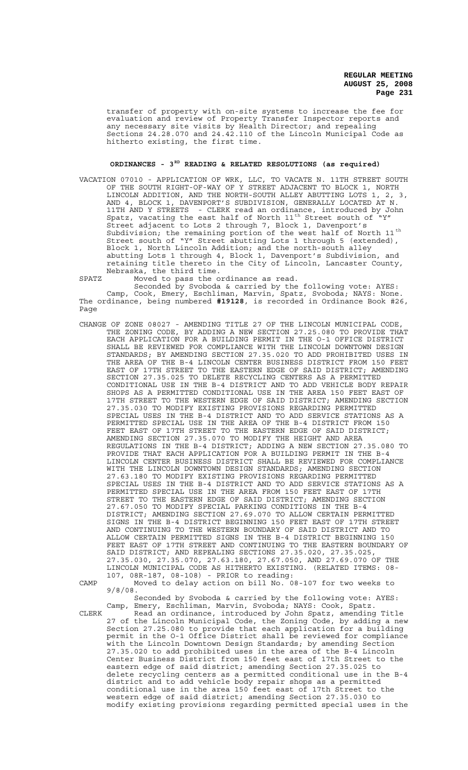transfer of property with on-site systems to increase the fee for evaluation and review of Property Transfer Inspector reports and any necessary site visits by Health Director; and repealing Sections 24.28.070 and 24.42.110 of the Lincoln Municipal Code as hitherto existing, the first time.

## ORDINANCES - 3RD READING & RELATED RESOLUTIONS (as required)

VACATION 07010 - APPLICATION OF WRK, LLC, TO VACATE N. 11TH STREET SOUTH OF THE SOUTH RIGHT-OF-WAY OF Y STREET ADJACENT TO BLOCK 1, NORTH LINCOLN ADDITION, AND THE NORTH-SOUTH ALLEY ABUTTING LOTS 1, 2, 3, AND 4, BLOCK 1, DAVENPORT'S SUBDIVISION, GENERALLY LOCATED AT N. 11TH AND Y STREETS - CLERK read an ordinance, introduced by John Spatz, vacating the east half of North 11th Street south of "Y" Street adjacent to Lots 2 through 7, Block 1, Davenport's Subdivision; the remaining portion of the west half of North 11th Street south of "Y" Street abutting Lots 1 through 5 (extended), Block 1, North Lincoln Addition; and the north-south alley abutting Lots 1 through 4, Block 1, Davenport's Subdivision, and retaining title thereto in the City of Lincoln, Lancaster County, Nebraska, the third time.

SPATZ Moved to pass the ordinance as read.

Seconded by Svoboda & carried by the following vote: AYES: Camp, Cook, Emery, Eschliman, Marvin, Spatz, Svoboda; NAYS: None. The ordinance, being numbered **#19128**, is recorded in Ordinance Book #26, Page

CHANGE OF ZONE 08027 - AMENDING TITLE 27 OF THE LINCOLN MUNICIPAL CODE, THE ZONING CODE, BY ADDING A NEW SECTION 27.25.080 TO PROVIDE THAT EACH APPLICATION FOR A BUILDING PERMIT IN THE O-1 OFFICE DISTRICT SHALL BE REVIEWED FOR COMPLIANCE WITH THE LINCOLN DOWNTOWN DESIGN STANDARDS; BY AMENDING SECTION 27.35.020 TO ADD PROHIBITED USES IN THE AREA OF THE B-4 LINCOLN CENTER BUSINESS DISTRICT FROM 150 FEET EAST OF 17TH STREET TO THE EASTERN EDGE OF SAID DISTRICT; AMENDING SECTION 27.35.025 TO DELETE RECYCLING CENTERS AS A PERMITTED CONDITIONAL USE IN THE B-4 DISTRICT AND TO ADD VEHICLE BODY REPAIR SHOPS AS A PERMITTED CONDITIONAL USE IN THE AREA 150 FEET EAST OF 17TH STREET TO THE WESTERN EDGE OF SAID DISTRICT; AMENDING SECTION 27.35.030 TO MODIFY EXISTING PROVISIONS REGARDING PERMITTED SPECIAL USES IN THE B-4 DISTRICT AND TO ADD SERVICE STATIONS AS A PERMITTED SPECIAL USE IN THE AREA OF THE B-4 DISTRICT FROM 150 FEET EAST OF 17TH STREET TO THE EASTERN EDGE OF SAID DISTRICT; AMENDING SECTION 27.35.070 TO MODIFY THE HEIGHT AND AREA REGULATIONS IN THE B-4 DISTRICT; ADDING A NEW SECTION 27.35.080 TO PROVIDE THAT EACH APPLICATION FOR A BUILDING PERMIT IN THE B-4 LINCOLN CENTER BUSINESS DISTRICT SHALL BE REVIEWED FOR COMPLIANCE WITH THE LINCOLN DOWNTOWN DESIGN STANDARDS; AMENDING SECTION 27.63.180 TO MODIFY EXISTING PROVISIONS REGARDING PERMITTED SPECIAL USES IN THE B-4 DISTRICT AND TO ADD SERVICE STATIONS AS A PERMITTED SPECIAL USE IN THE AREA FROM 150 FEET EAST OF 17TH STREET TO THE EASTERN EDGE OF SAID DISTRICT; AMENDING SECTION 27.67.050 TO MODIFY SPECIAL PARKING CONDITIONS IN THE B-4 DISTRICT; AMENDING SECTION 27.69.070 TO ALLOW CERTAIN PERMITTED SIGNS IN THE B-4 DISTRICT BEGINNING 150 FEET EAST OF 17TH STREET AND CONTINUING TO THE WESTERN BOUNDARY OF SAID DISTRICT AND TO ALLOW CERTAIN PERMITTED SIGNS IN THE B-4 DISTRICT BEGINNING 150 FEET EAST OF 17TH STREET AND CONTINUING TO THE EASTERN BOUNDARY OF SAID DISTRICT; AND REPEALING SECTIONS 27.35.020, 27.35.025, 27.35.030, 27.35.070, 27.63.180, 27.67.050, AND 27.69.070 OF THE LINCOLN MUNICIPAL CODE AS HITHERTO EXISTING. (RELATED ITEMS: 08-107, 08R-187, 08-108) - PRIOR to reading:

CAMP Moved to delay action on bill No. 08-107 for two weeks to 9/8/08.

Seconded by Svoboda & carried by the following vote: AYES: Camp, Emery, Eschliman, Marvin, Svoboda; NAYS: Cook, Spatz.

CLERK Read an ordinance, introduced by John Spatz, amending Title 27 of the Lincoln Municipal Code, the Zoning Code, by adding a new Section 27.25.080 to provide that each application for a building permit in the O-1 Office District shall be reviewed for compliance with the Lincoln Downtown Design Standards; by amending Section 27.35.020 to add prohibited uses in the area of the B-4 Lincoln Center Business District from 150 feet east of 17th Street to the eastern edge of said district; amending Section 27.35.025 to delete recycling centers as a permitted conditional use in the B-4 district and to add vehicle body repair shops as a permitted conditional use in the area 150 feet east of 17th Street to the western edge of said district; amending Section 27.35.030 to modify existing provisions regarding permitted special uses in the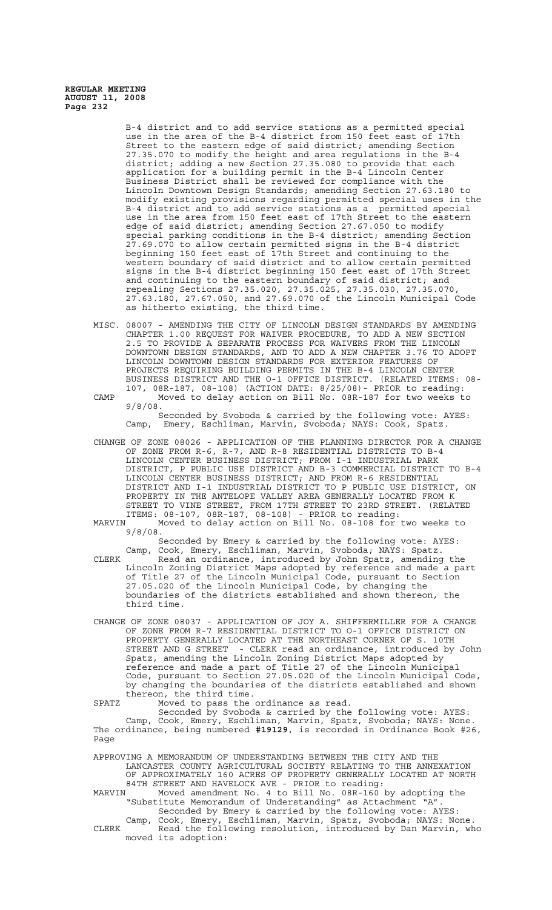B-4 district and to add service stations as a permitted special use in the area of the B-4 district from 150 feet east of 17th Street to the eastern edge of said district; amending Section 27.35.070 to modify the height and area regulations in the B-4 district; adding a new Section 27.35.080 to provide that each application for a building permit in the B-4 Lincoln Center Business District shall be reviewed for compliance with the Lincoln Downtown Design Standards; amending Section 27.63.180 to modify existing provisions regarding permitted special uses in the B-4 district and to add service stations as a permitted special use in the area from 150 feet east of 17th Street to the eastern edge of said district; amending Section 27.67.050 to modify special parking conditions in the B-4 district; amending Section 27.69.070 to allow certain permitted signs in the B-4 district beginning 150 feet east of 17th Street and continuing to the western boundary of said district and to allow certain permitted signs in the B-4 district beginning 150 feet east of 17th Street and continuing to the eastern boundary of said district; and repealing Sections 27.35.020, 27.35.025, 27.35.030, 27.35.070, 27.63.180, 27.67.050, and 27.69.070 of the Lincoln Municipal Code as hitherto existing, the third time.

MISC. 08007 - AMENDING THE CITY OF LINCOLN DESIGN STANDARDS BY AMENDING CHAPTER 1.00 REQUEST FOR WAIVER PROCEDURE, TO ADD A NEW SECTION 2.5 TO PROVIDE A SEPARATE PROCESS FOR WAIVERS FROM THE LINCOLN DOWNTOWN DESIGN STANDARDS, AND TO ADD A NEW CHAPTER 3.76 TO ADOPT LINCOLN DOWNTOWN DESIGN STANDARDS FOR EXTERIOR FEATURES OF PROJECTS REQUIRING BUILDING PERMITS IN THE B-4 LINCOLN CENTER BUSINESS DISTRICT AND THE O-1 OFFICE DISTRICT. (RELATED ITEMS: 08-107, 08R-187, 08-108) (ACTION DATE: 8/25/08)- PRIOR to reading:

CAMP Moved to delay action on Bill No. 08R-187 for two weeks to 9/8/08.

Seconded by Svoboda & carried by the following vote: AYES: Camp, Emery, Eschliman, Marvin, Svoboda; NAYS: Cook, Spatz.

CHANGE OF ZONE 08026 - APPLICATION OF THE PLANNING DIRECTOR FOR A CHANGE OF ZONE FROM R-6, R-7, AND R-8 RESIDENTIAL DISTRICTS TO B-4 LINCOLN CENTER BUSINESS DISTRICT; FROM I-1 INDUSTRIAL PARK DISTRICT, P PUBLIC USE DISTRICT AND B-3 COMMERCIAL DISTRICT TO B-4 LINCOLN CENTER BUSINESS DISTRICT; AND FROM R-6 RESIDENTIAL DISTRICT AND I-1 INDUSTRIAL DISTRICT TO P PUBLIC USE DISTRICT, ON PROPERTY IN THE ANTELOPE VALLEY AREA GENERALLY LOCATED FROM K STREET TO VINE STREET, FROM 17TH STREET TO 23RD STREET. (RELATED ITEMS: 08-107, 08R-187, 08-108) - PRIOR to reading:

MARVIN Moved to delay action on Bill No. 08-108 for two weeks to 9/8/08.

Seconded by Emery & carried by the following vote: AYES: Camp, Cook, Emery, Eschliman, Marvin, Svoboda; NAYS: Spatz.

CLERK Read an ordinance, introduced by John Spatz, amending the Lincoln Zoning District Maps adopted by reference and made a part of Title 27 of the Lincoln Municipal Code, pursuant to Section 27.05.020 of the Lincoln Municipal Code, by changing the boundaries of the districts established and shown thereon, the third time.

CHANGE OF ZONE 08037 - APPLICATION OF JOY A. SHIFFERMILLER FOR A CHANGE OF ZONE FROM R-7 RESIDENTIAL DISTRICT TO O-1 OFFICE DISTRICT ON PROPERTY GENERALLY LOCATED AT THE NORTHEAST CORNER OF S. 10TH STREET AND G STREET - CLERK read an ordinance, introduced by John Spatz, amending the Lincoln Zoning District Maps adopted by reference and made a part of Title 27 of the Lincoln Municipal Code, pursuant to Section 27.05.020 of the Lincoln Municipal Code, by changing the boundaries of the districts established and shown thereon, the third time.

SPATZ Moved to pass the ordinance as read.

Seconded by Svoboda & carried by the following vote: AYES: Camp, Cook, Emery, Eschliman, Marvin, Spatz, Svoboda; NAYS: None. The ordinance, being numbered **#19129**, is recorded in Ordinance Book #26, Page

APPROVING A MEMORANDUM OF UNDERSTANDING BETWEEN THE CITY AND THE LANCASTER COUNTY AGRICULTURAL SOCIETY RELATING TO THE ANNEXATION OF APPROXIMATELY 160 ACRES OF PROPERTY GENERALLY LOCATED AT NORTH 84TH STREET AND HAVELOCK AVE - PRIOR to reading:

MARVIN Moved amendment No. 4 to Bill No. 08R-160 by adopting the "Substitute Memorandum of Understanding" as Attachment "A".

Seconded by Emery & carried by the following vote: AYES: Camp, Cook, Emery, Eschliman, Marvin, Spatz, Svoboda; NAYS: None.

CLERK Read the following resolution, introduced by Dan Marvin, who moved its adoption: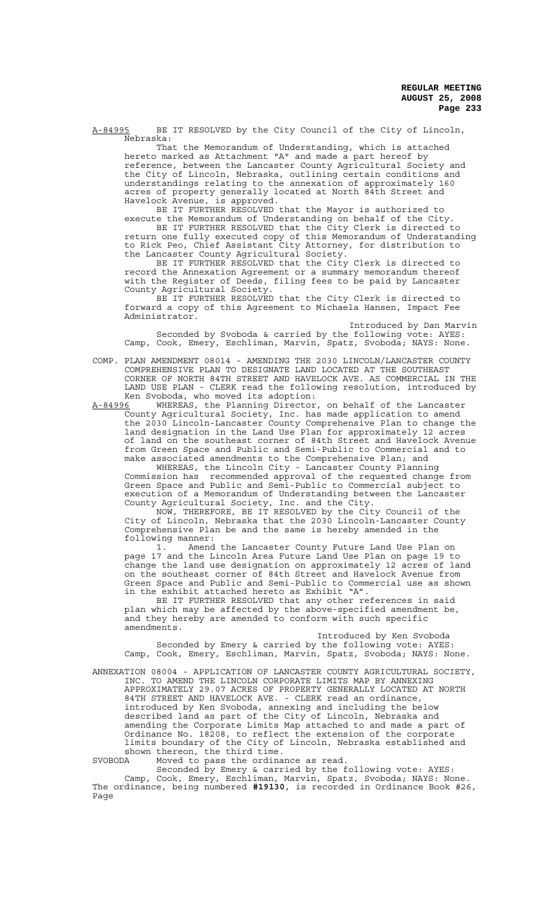A-84995 BE IT RESOLVED by the City Council of the City of Lincoln, Nebraska:

That the Memorandum of Understanding, which is attached hereto marked as Attachment "A" and made a part hereof by reference, between the Lancaster County Agricultural Society and the City of Lincoln, Nebraska, outlining certain conditions and understandings relating to the annexation of approximately 160 acres of property generally located at North 84th Street and Havelock Avenue, is approved.

BE IT FURTHER RESOLVED that the Mayor is authorized to execute the Memorandum of Understanding on behalf of the City.

BE IT FURTHER RESOLVED that the City Clerk is directed to return one fully executed copy of this Memorandum of Understanding to Rick Peo, Chief Assistant City Attorney, for distribution to the Lancaster County Agricultural Society.

BE IT FURTHER RESOLVED that the City Clerk is directed to record the Annexation Agreement or a summary memorandum thereof with the Register of Deeds, filing fees to be paid by Lancaster County Agricultural Society.

BE IT FURTHER RESOLVED that the City Clerk is directed to forward a copy of this Agreement to Michaela Hansen, Impact Fee Administrator.

Introduced by Dan Marvin

Seconded by Svoboda & carried by the following vote: AYES: Camp, Cook, Emery, Eschliman, Marvin, Spatz, Svoboda; NAYS: None.

COMP. PLAN AMENDMENT 08014 - AMENDING THE 2030 LINCOLN/LANCASTER COUNTY COMPREHENSIVE PLAN TO DESIGNATE LAND LOCATED AT THE SOUTHEAST CORNER OF NORTH 84TH STREET AND HAVELOCK AVE. AS COMMERCIAL IN THE LAND USE PLAN - CLERK read the following resolution, introduced by Ken Svoboda, who moved its adoption:

A-84996 WHEREAS, the Planning Director, on behalf of the Lancaster County Agricultural Society, Inc. has made application to amend the 2030 Lincoln-Lancaster County Comprehensive Plan to change the land designation in the Land Use Plan for approximately 12 acres of land on the southeast corner of 84th Street and Havelock Avenue from Green Space and Public and Semi-Public to Commercial and to make associated amendments to the Comprehensive Plan; and

WHEREAS, the Lincoln City - Lancaster County Planning Commission has recommended approval of the requested change from Green Space and Public and Semi-Public to Commercial subject to execution of a Memorandum of Understanding between the Lancaster County Agricultural Society, Inc. and the City.

NOW, THEREFORE, BE IT RESOLVED by the City Council of the City of Lincoln, Nebraska that the 2030 Lincoln-Lancaster County Comprehensive Plan be and the same is hereby amended in the following manner:

1. Amend the Lancaster County Future Land Use Plan on page 17 and the Lincoln Area Future Land Use Plan on page 19 to change the land use designation on approximately 12 acres of land on the southeast corner of 84th Street and Havelock Avenue from Green Space and Public and Semi-Public to Commercial use as shown in the exhibit attached hereto as Exhibit "A".

BE IT FURTHER RESOLVED that any other references in said plan which may be affected by the above-specified amendment be, and they hereby are amended to conform with such specific amendments.

Introduced by Ken Svoboda

Seconded by Emery & carried by the following vote: AYES: Camp, Cook, Emery, Eschliman, Marvin, Spatz, Svoboda; NAYS: None.

ANNEXATION 08004 - APPLICATION OF LANCASTER COUNTY AGRICULTURAL SOCIETY, INC. TO AMEND THE LINCOLN CORPORATE LIMITS MAP BY ANNEXING APPROXIMATELY 29.07 ACRES OF PROPERTY GENERALLY LOCATED AT NORTH 84TH STREET AND HAVELOCK AVE. - CLERK read an ordinance, introduced by Ken Svoboda, annexing and including the below described land as part of the City of Lincoln, Nebraska and amending the Corporate Limits Map attached to and made a part of Ordinance No. 18208, to reflect the extension of the corporate limits boundary of the City of Lincoln, Nebraska established and shown thereon, the third time.

SVOBODA Moved to pass the ordinance as read.

Seconded by Emery & carried by the following vote: AYES: Camp, Cook, Emery, Eschliman, Marvin, Spatz, Svoboda; NAYS: None. The ordinance, being numbered **#19130**, is recorded in Ordinance Book #26, Page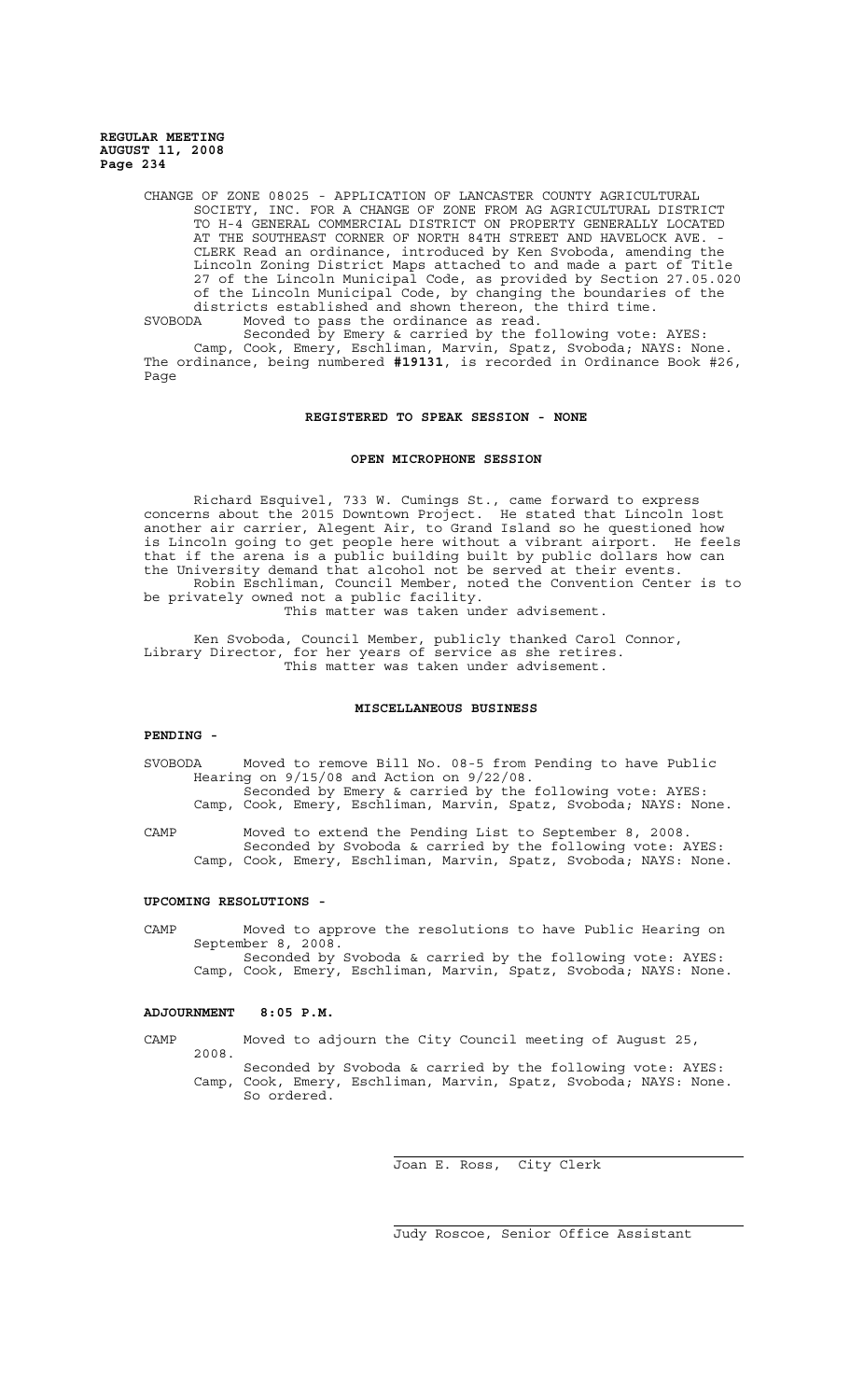CHANGE OF ZONE 08025 - APPLICATION OF LANCASTER COUNTY AGRICULTURAL SOCIETY, INC. FOR A CHANGE OF ZONE FROM AG AGRICULTURAL DISTRICT TO H-4 GENERAL COMMERCIAL DISTRICT ON PROPERTY GENERALLY LOCATED AT THE SOUTHEAST CORNER OF NORTH 84TH STREET AND HAVELOCK AVE. - CLERK Read an ordinance, introduced by Ken Svoboda, amending the Lincoln Zoning District Maps attached to and made a part of Title 27 of the Lincoln Municipal Code, as provided by Section 27.05.020 of the Lincoln Municipal Code, by changing the boundaries of the districts established and shown thereon, the third time.

SVOBODA Moved to pass the ordinance as read.

Seconded by Emery & carried by the following vote: AYES: Camp, Cook, Emery, Eschliman, Marvin, Spatz, Svoboda; NAYS: None. The ordinance, being numbered **#19131**, is recorded in Ordinance Book #26, Page

## REGISTERED TO SPEAK SESSION - NONE

## OPEN MICROPHONE SESSION

Richard Esquivel, 733 W. Cumings St., came forward to express concerns about the 2015 Downtown Project. He stated that Lincoln lost another air carrier, Alegent Air, to Grand Island so he questioned how is Lincoln going to get people here without a vibrant airport. He feels that if the arena is a public building built by public dollars how can the University demand that alcohol not be served at their events.

Robin Eschliman, Council Member, noted the Convention Center is to be privately owned not a public facility.

This matter was taken under advisement.

Ken Svoboda, Council Member, publicly thanked Carol Connor, Library Director, for her years of service as she retires.

This matter was taken under advisement.

## MISCELLANEOUS BUSINESS

**PENDING -**

SVOBODA Moved to remove Bill No. 08-5 from Pending to have Public Hearing on 9/15/08 and Action on 9/22/08.

Seconded by Emery & carried by the following vote: AYES: Camp, Cook, Emery, Eschliman, Marvin, Spatz, Svoboda; NAYS: None.

CAMP Moved to extend the Pending List to September 8, 2008.

Seconded by Svoboda & carried by the following vote: AYES: Camp, Cook, Emery, Eschliman, Marvin, Spatz, Svoboda; NAYS: None.

**UPCOMING RESOLUTIONS -**

CAMP Moved to approve the resolutions to have Public Hearing on September 8, 2008.

Seconded by Svoboda & carried by the following vote: AYES: Camp, Cook, Emery, Eschliman, Marvin, Spatz, Svoboda; NAYS: None.

**ADJOURNMENT 8:05 P.M.**

CAMP Moved to adjourn the City Council meeting of August 25, 2008.

Seconded by Svoboda & carried by the following vote: AYES: Camp, Cook, Emery, Eschliman, Marvin, Spatz, Svoboda; NAYS: None. So ordered.

Joan E. Ross, City Clerk

Judy Roscoe, Senior Office Assistant